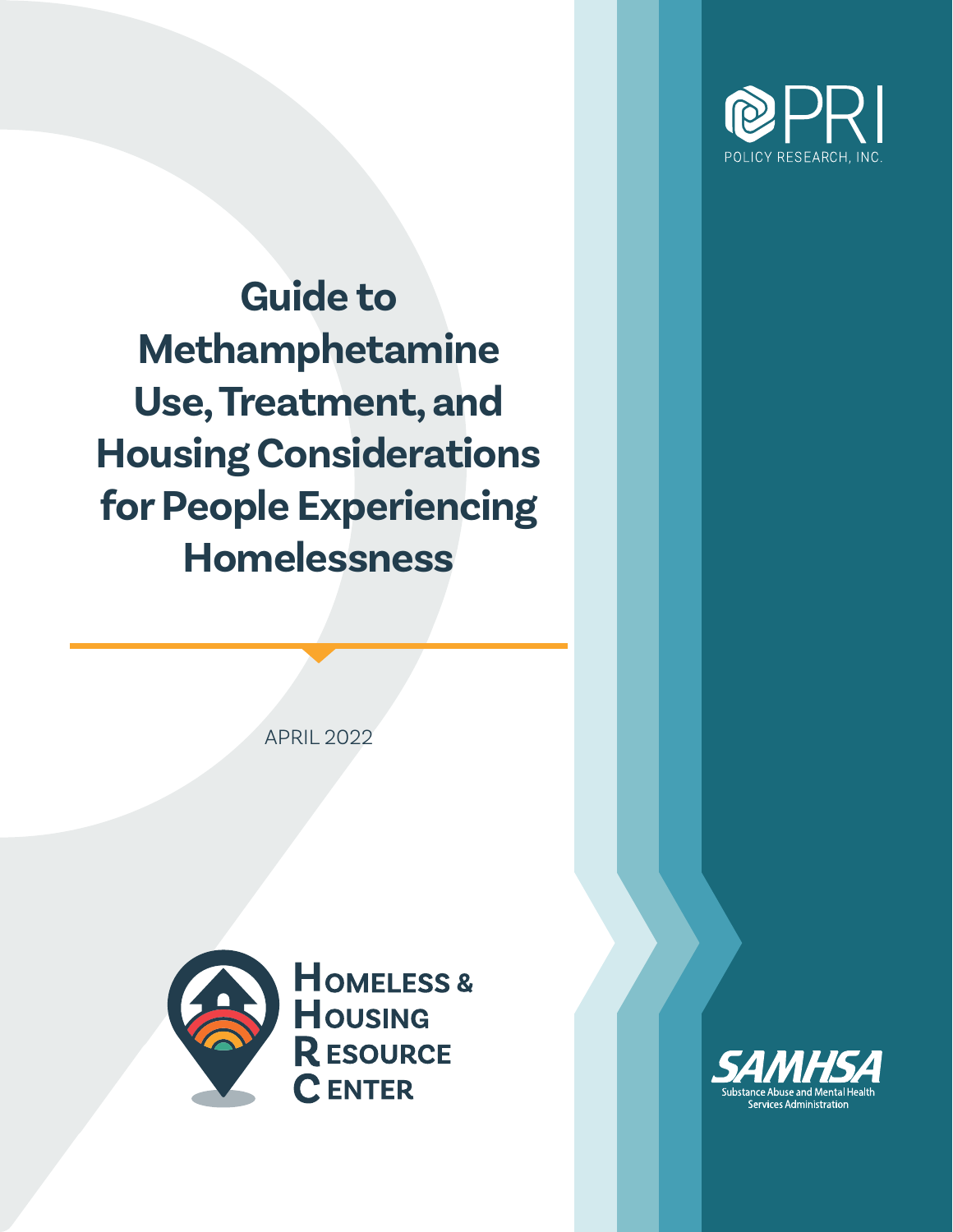PRI

POLICY RESEARCH, INC.

# Guide to Methamphetamine Use, Treatment, and Housing Considerations for People Experiencing Homelessness

APRIL 2022

HOMELESS & HOUSING RESOURCE CENTER

SAMHSA

Substance Abuse and Mental Health Services Administration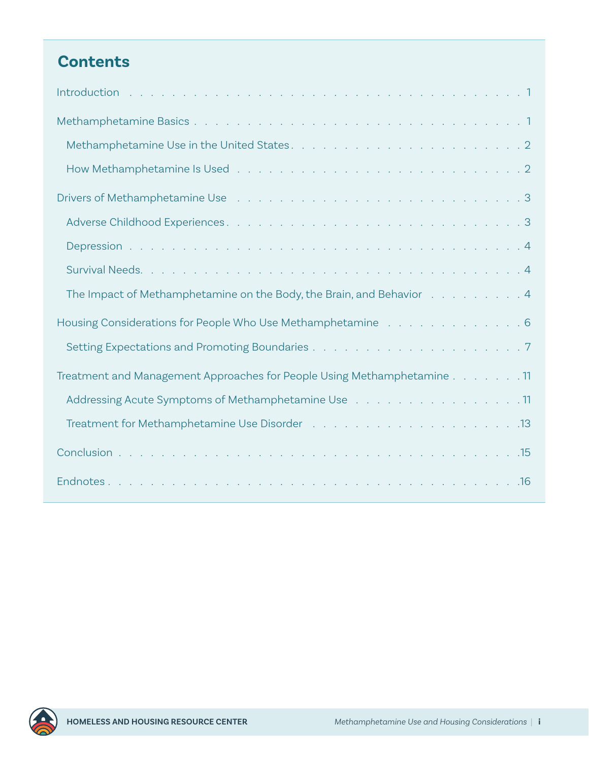## Contents

- Introduction . . . 1
- Methamphetamine Basics . . . 1
  - Methamphetamine Use in the United States . . . 2
  - How Methamphetamine Is Used . . . 2
- Drivers of Methamphetamine Use . . . 3
  - Adverse Childhood Experiences . . . 3
  - Depression . . . 4
  - Survival Needs. . . . 4
  - The Impact of Methamphetamine on the Body, the Brain, and Behavior . . . 4
- Housing Considerations for People Who Use Methamphetamine . . . 6
  - Setting Expectations and Promoting Boundaries . . . 7
- Treatment and Management Approaches for People Using Methamphetamine . . . 11
  - Addressing Acute Symptoms of Methamphetamine Use . . . 11
  - Treatment for Methamphetamine Use Disorder . . . 13
- Conclusion . . . 15
- Endnotes . . . 16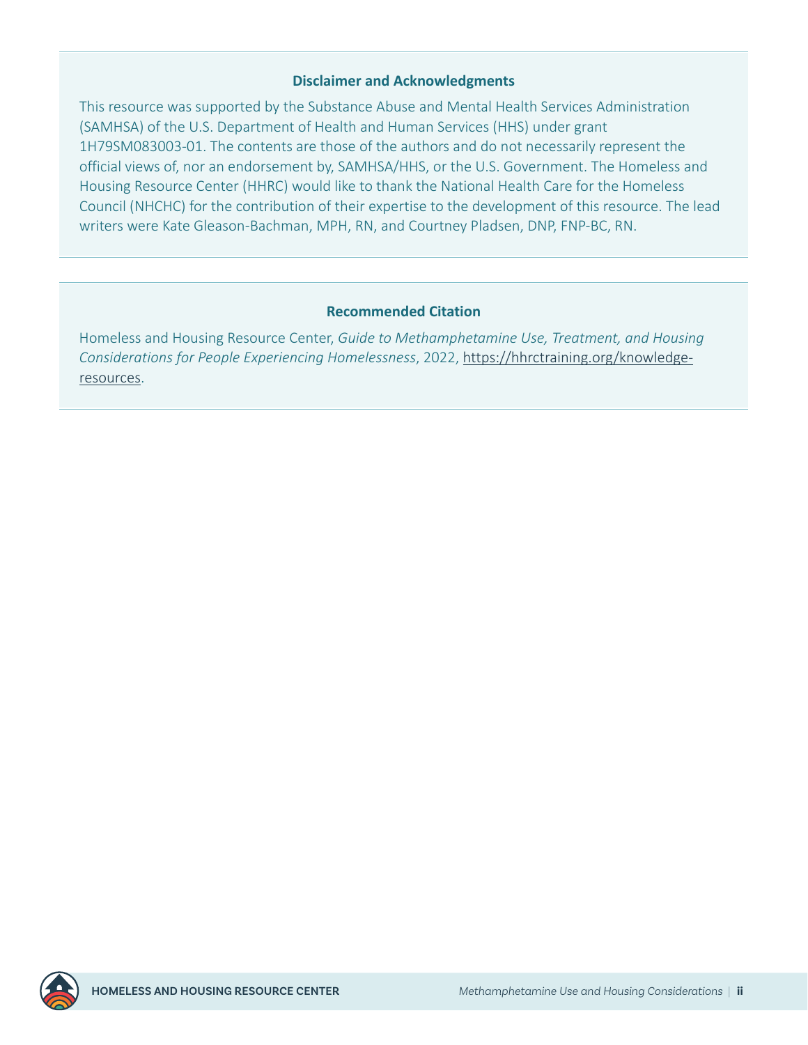### Disclaimer and Acknowledgments

This resource was supported by the Substance Abuse and Mental Health Services Administration (SAMHSA) of the U.S. Department of Health and Human Services (HHS) under grant 1H79SM083003-01. The contents are those of the authors and do not necessarily represent the official views of, nor an endorsement by, SAMHSA/HHS, or the U.S. Government. The Homeless and Housing Resource Center (HHRC) would like to thank the National Health Care for the Homeless Council (NHCHC) for the contribution of their expertise to the development of this resource. The lead writers were Kate Gleason-Bachman, MPH, RN, and Courtney Pladsen, DNP, FNP-BC, RN.

### Recommended Citation

Homeless and Housing Resource Center, *Guide to Methamphetamine Use, Treatment, and Housing Considerations for People Experiencing Homelessness*, 2022, https://hhrctraining.org/knowledge-resources.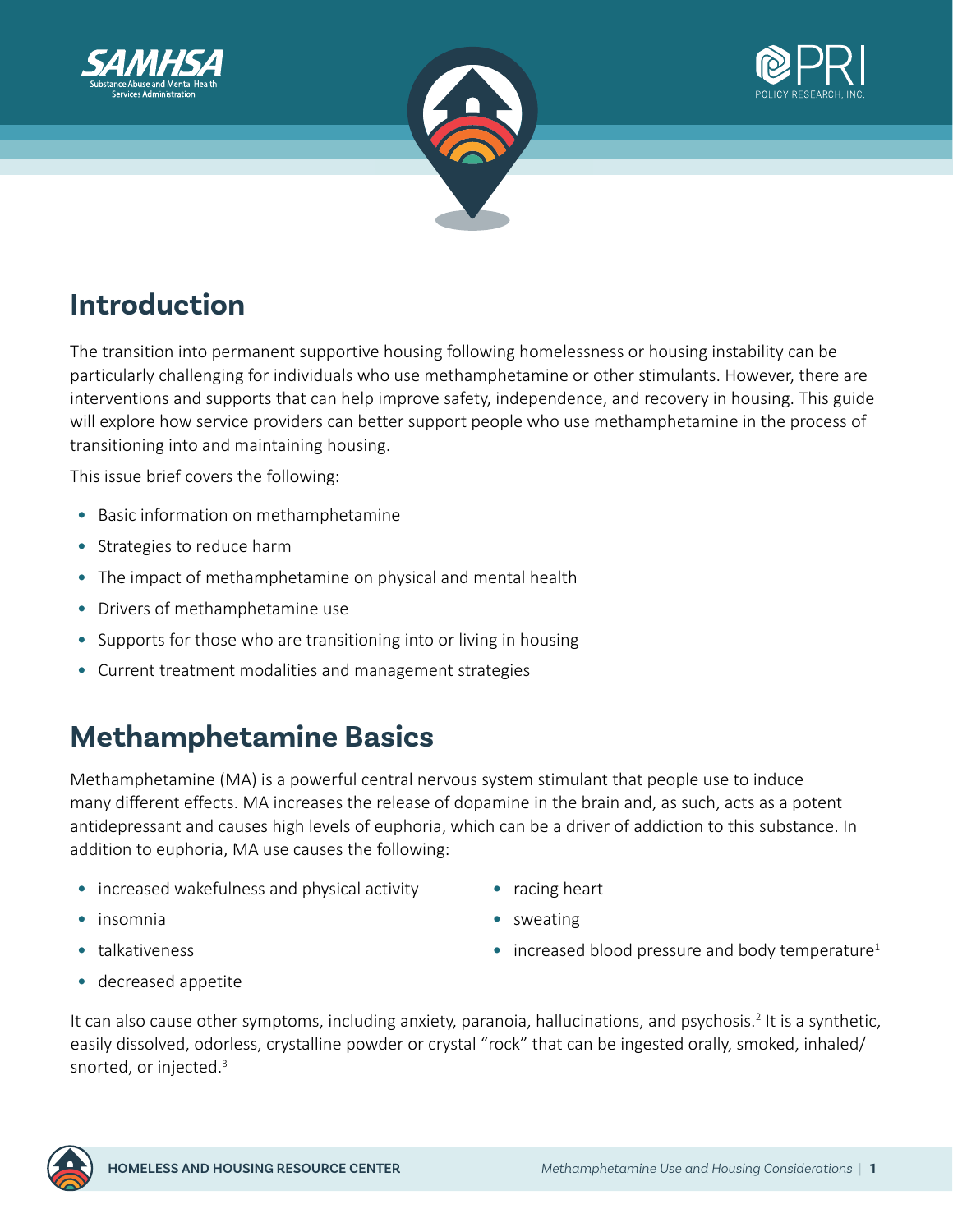## Introduction

The transition into permanent supportive housing following homelessness or housing instability can be particularly challenging for individuals who use methamphetamine or other stimulants. However, there are interventions and supports that can help improve safety, independence, and recovery in housing. This guide will explore how service providers can better support people who use methamphetamine in the process of transitioning into and maintaining housing.

This issue brief covers the following:

- Basic information on methamphetamine
- Strategies to reduce harm
- The impact of methamphetamine on physical and mental health
- Drivers of methamphetamine use
- Supports for those who are transitioning into or living in housing
- Current treatment modalities and management strategies

## Methamphetamine Basics

Methamphetamine (MA) is a powerful central nervous system stimulant that people use to induce many different effects. MA increases the release of dopamine in the brain and, as such, acts as a potent antidepressant and causes high levels of euphoria, which can be a driver of addiction to this substance. In addition to euphoria, MA use causes the following:

- increased wakefulness and physical activity
- insomnia
- talkativeness
- decreased appetite
- racing heart
- sweating
- increased blood pressure and body temperature[1]

It can also cause other symptoms, including anxiety, paranoia, hallucinations, and psychosis.[2] It is a synthetic, easily dissolved, odorless, crystalline powder or crystal "rock" that can be ingested orally, smoked, inhaled/snorted, or injected.[3]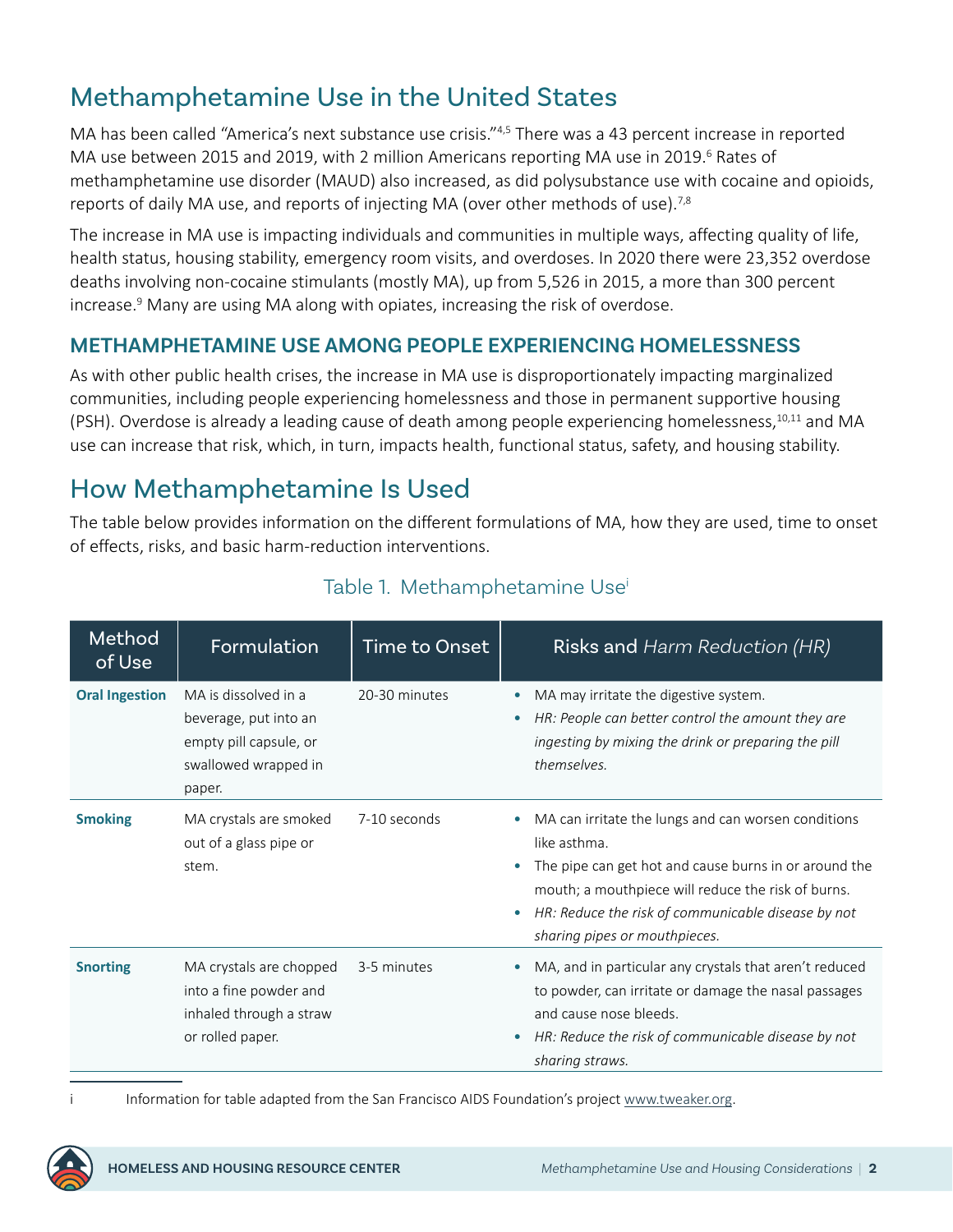# Methamphetamine Use in the United States

MA has been called "America's next substance use crisis."[4,5] There was a 43 percent increase in reported MA use between 2015 and 2019, with 2 million Americans reporting MA use in 2019.[6] Rates of methamphetamine use disorder (MAUD) also increased, as did polysubstance use with cocaine and opioids, reports of daily MA use, and reports of injecting MA (over other methods of use).[7,8]

The increase in MA use is impacting individuals and communities in multiple ways, affecting quality of life, health status, housing stability, emergency room visits, and overdoses. In 2020 there were 23,352 overdose deaths involving non-cocaine stimulants (mostly MA), up from 5,526 in 2015, a more than 300 percent increase.[9] Many are using MA along with opiates, increasing the risk of overdose.

## METHAMPHETAMINE USE AMONG PEOPLE EXPERIENCING HOMELESSNESS

As with other public health crises, the increase in MA use is disproportionately impacting marginalized communities, including people experiencing homelessness and those in permanent supportive housing (PSH). Overdose is already a leading cause of death among people experiencing homelessness,[10,11] and MA use can increase that risk, which, in turn, impacts health, functional status, safety, and housing stability.

# How Methamphetamine Is Used

The table below provides information on the different formulations of MA, how they are used, time to onset of effects, risks, and basic harm-reduction interventions.

Table 1. Methamphetamine Use[i]

| Method of Use | Formulation | Time to Onset | Risks and *Harm Reduction (HR)* |
|---|---|---|---|
| **Oral Ingestion** | MA is dissolved in a beverage, put into an empty pill capsule, or swallowed wrapped in paper. | 20-30 minutes | • MA may irritate the digestive system.<br>• *HR: People can better control the amount they are ingesting by mixing the drink or preparing the pill themselves.* |
| **Smoking** | MA crystals are smoked out of a glass pipe or stem. | 7-10 seconds | • MA can irritate the lungs and can worsen conditions like asthma.<br>• The pipe can get hot and cause burns in or around the mouth; a mouthpiece will reduce the risk of burns.<br>• *HR: Reduce the risk of communicable disease by not sharing pipes or mouthpieces.* |
| **Snorting** | MA crystals are chopped into a fine powder and inhaled through a straw or rolled paper. | 3-5 minutes | • MA, and in particular any crystals that aren't reduced to powder, can irritate or damage the nasal passages and cause nose bleeds.<br>• *HR: Reduce the risk of communicable disease by not sharing straws.* |

i Information for table adapted from the San Francisco AIDS Foundation's project www.tweaker.org.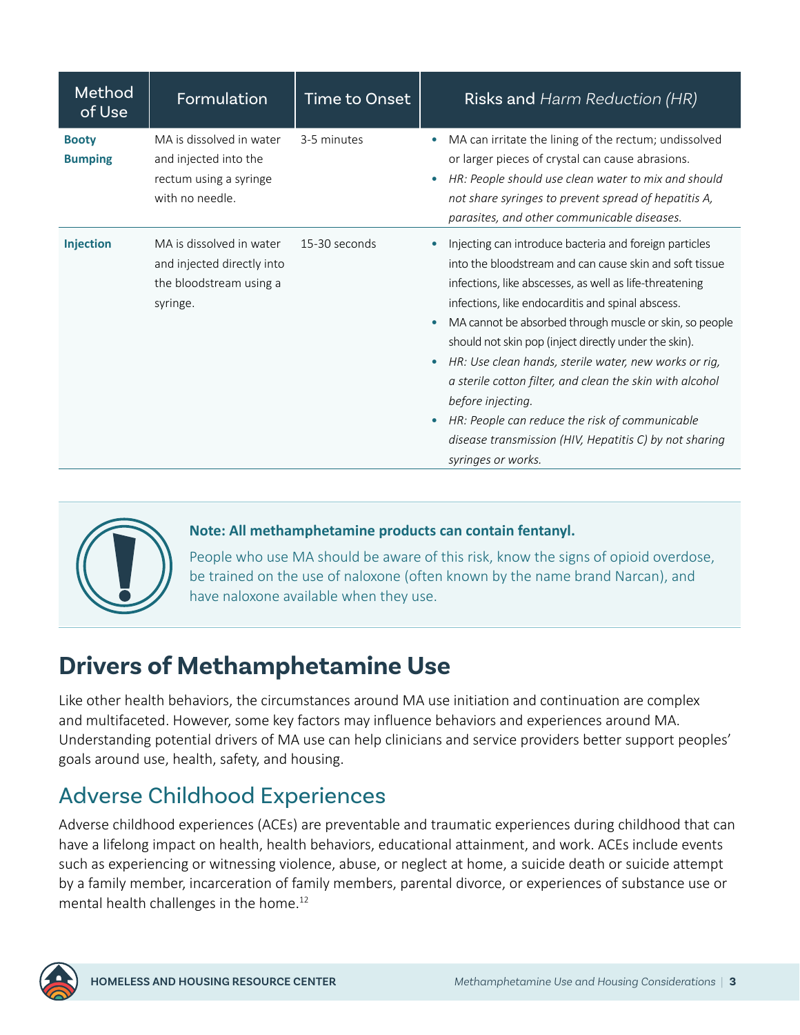| Method of Use | Formulation | Time to Onset | Risks and *Harm Reduction (HR)* |
|---|---|---|---|
| **Booty Bumping** | MA is dissolved in water and injected into the rectum using a syringe with no needle. | 3-5 minutes | • MA can irritate the lining of the rectum; undissolved or larger pieces of crystal can cause abrasions. <br> • *HR: People should use clean water to mix and should not share syringes to prevent spread of hepatitis A, parasites, and other communicable diseases.* |
| **Injection** | MA is dissolved in water and injected directly into the bloodstream using a syringe. | 15-30 seconds | • Injecting can introduce bacteria and foreign particles into the bloodstream and can cause skin and soft tissue infections, like abscesses, as well as life-threatening infections, like endocarditis and spinal abscess. <br> • MA cannot be absorbed through muscle or skin, so people should not skin pop (inject directly under the skin). <br> • *HR: Use clean hands, sterile water, new works or rig, a sterile cotton filter, and clean the skin with alcohol before injecting.* <br> • *HR: People can reduce the risk of communicable disease transmission (HIV, Hepatitis C) by not sharing syringes or works.* |

**Note: All methamphetamine products can contain fentanyl.**

People who use MA should be aware of this risk, know the signs of opioid overdose, be trained on the use of naloxone (often known by the name brand Narcan), and have naloxone available when they use.

# Drivers of Methamphetamine Use

Like other health behaviors, the circumstances around MA use initiation and continuation are complex and multifaceted. However, some key factors may influence behaviors and experiences around MA. Understanding potential drivers of MA use can help clinicians and service providers better support peoples' goals around use, health, safety, and housing.

## Adverse Childhood Experiences

Adverse childhood experiences (ACEs) are preventable and traumatic experiences during childhood that can have a lifelong impact on health, health behaviors, educational attainment, and work. ACEs include events such as experiencing or witnessing violence, abuse, or neglect at home, a suicide death or suicide attempt by a family member, incarceration of family members, parental divorce, or experiences of substance use or mental health challenges in the home.[12]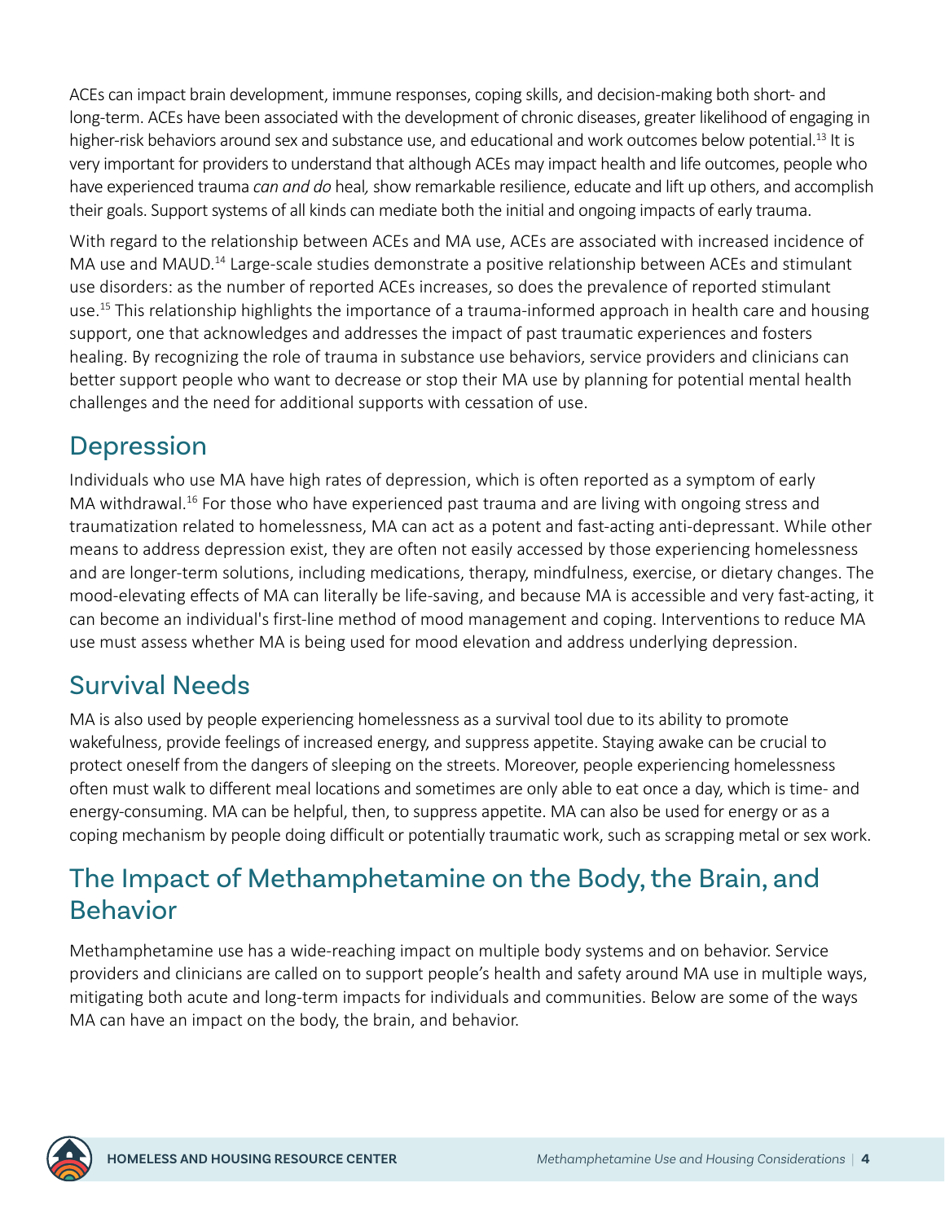ACEs can impact brain development, immune responses, coping skills, and decision-making both short- and long-term. ACEs have been associated with the development of chronic diseases, greater likelihood of engaging in higher-risk behaviors around sex and substance use, and educational and work outcomes below potential.[13] It is very important for providers to understand that although ACEs may impact health and life outcomes, people who have experienced trauma *can and do* heal, show remarkable resilience, educate and lift up others, and accomplish their goals. Support systems of all kinds can mediate both the initial and ongoing impacts of early trauma.

With regard to the relationship between ACEs and MA use, ACEs are associated with increased incidence of MA use and MAUD.[14] Large-scale studies demonstrate a positive relationship between ACEs and stimulant use disorders: as the number of reported ACEs increases, so does the prevalence of reported stimulant use.[15] This relationship highlights the importance of a trauma-informed approach in health care and housing support, one that acknowledges and addresses the impact of past traumatic experiences and fosters healing. By recognizing the role of trauma in substance use behaviors, service providers and clinicians can better support people who want to decrease or stop their MA use by planning for potential mental health challenges and the need for additional supports with cessation of use.

## Depression

Individuals who use MA have high rates of depression, which is often reported as a symptom of early MA withdrawal.[16] For those who have experienced past trauma and are living with ongoing stress and traumatization related to homelessness, MA can act as a potent and fast-acting anti-depressant. While other means to address depression exist, they are often not easily accessed by those experiencing homelessness and are longer-term solutions, including medications, therapy, mindfulness, exercise, or dietary changes. The mood-elevating effects of MA can literally be life-saving, and because MA is accessible and very fast-acting, it can become an individual's first-line method of mood management and coping. Interventions to reduce MA use must assess whether MA is being used for mood elevation and address underlying depression.

## Survival Needs

MA is also used by people experiencing homelessness as a survival tool due to its ability to promote wakefulness, provide feelings of increased energy, and suppress appetite. Staying awake can be crucial to protect oneself from the dangers of sleeping on the streets. Moreover, people experiencing homelessness often must walk to different meal locations and sometimes are only able to eat once a day, which is time- and energy-consuming. MA can be helpful, then, to suppress appetite. MA can also be used for energy or as a coping mechanism by people doing difficult or potentially traumatic work, such as scrapping metal or sex work.

## The Impact of Methamphetamine on the Body, the Brain, and Behavior

Methamphetamine use has a wide-reaching impact on multiple body systems and on behavior. Service providers and clinicians are called on to support people's health and safety around MA use in multiple ways, mitigating both acute and long-term impacts for individuals and communities. Below are some of the ways MA can have an impact on the body, the brain, and behavior.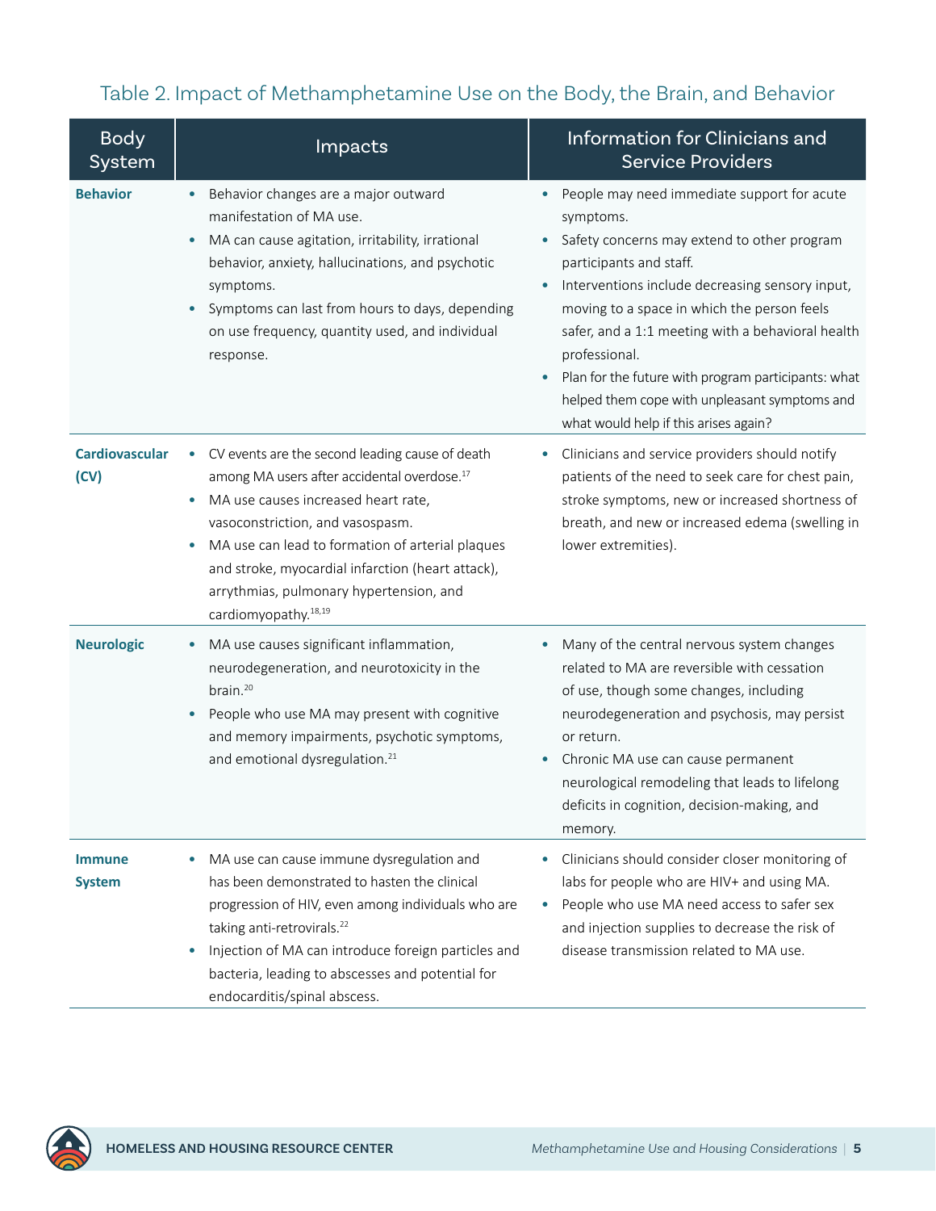### Table 2. Impact of Methamphetamine Use on the Body, the Brain, and Behavior

| Body System | Impacts | Information for Clinicians and Service Providers |
|---|---|---|
| **Behavior** | • Behavior changes are a major outward manifestation of MA use.<br>• MA can cause agitation, irritability, irrational behavior, anxiety, hallucinations, and psychotic symptoms.<br>• Symptoms can last from hours to days, depending on use frequency, quantity used, and individual response. | • People may need immediate support for acute symptoms.<br>• Safety concerns may extend to other program participants and staff.<br>• Interventions include decreasing sensory input, moving to a space in which the person feels safer, and a 1:1 meeting with a behavioral health professional.<br>• Plan for the future with program participants: what helped them cope with unpleasant symptoms and what would help if this arises again? |
| **Cardiovascular (CV)** | • CV events are the second leading cause of death among MA users after accidental overdose.[17]<br>• MA use causes increased heart rate, vasoconstriction, and vasospasm.<br>• MA use can lead to formation of arterial plaques and stroke, myocardial infarction (heart attack), arrythmias, pulmonary hypertension, and cardiomyopathy.[18,19] | • Clinicians and service providers should notify patients of the need to seek care for chest pain, stroke symptoms, new or increased shortness of breath, and new or increased edema (swelling in lower extremities). |
| **Neurologic** | • MA use causes significant inflammation, neurodegeneration, and neurotoxicity in the brain.[20]<br>• People who use MA may present with cognitive and memory impairments, psychotic symptoms, and emotional dysregulation.[21] | • Many of the central nervous system changes related to MA are reversible with cessation of use, though some changes, including neurodegeneration and psychosis, may persist or return.<br>• Chronic MA use can cause permanent neurological remodeling that leads to lifelong deficits in cognition, decision-making, and memory. |
| **Immune System** | • MA use can cause immune dysregulation and has been demonstrated to hasten the clinical progression of HIV, even among individuals who are taking anti-retrovirals.[22]<br>• Injection of MA can introduce foreign particles and bacteria, leading to abscesses and potential for endocarditis/spinal abscess. | • Clinicians should consider closer monitoring of labs for people who are HIV+ and using MA.<br>• People who use MA need access to safer sex and injection supplies to decrease the risk of disease transmission related to MA use. |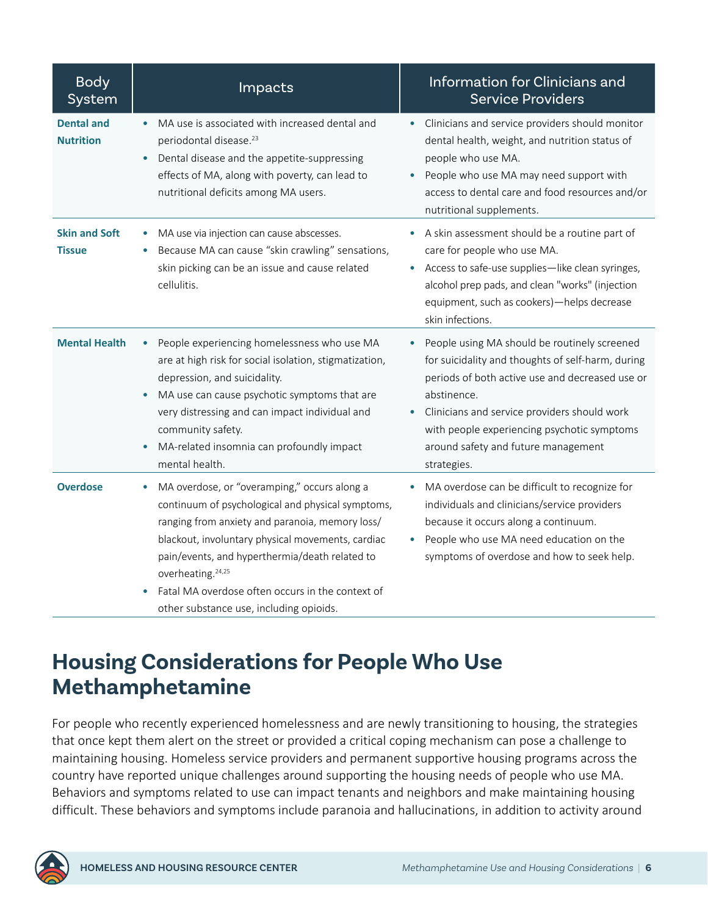| Body System | Impacts | Information for Clinicians and Service Providers |
|---|---|---|
| **Dental and Nutrition** | • MA use is associated with increased dental and periodontal disease.[23]<br>• Dental disease and the appetite-suppressing effects of MA, along with poverty, can lead to nutritional deficits among MA users. | • Clinicians and service providers should monitor dental health, weight, and nutrition status of people who use MA.<br>• People who use MA may need support with access to dental care and food resources and/or nutritional supplements. |
| **Skin and Soft Tissue** | • MA use via injection can cause abscesses.<br>• Because MA can cause "skin crawling" sensations, skin picking can be an issue and cause related cellulitis. | • A skin assessment should be a routine part of care for people who use MA.<br>• Access to safe-use supplies—like clean syringes, alcohol prep pads, and clean "works" (injection equipment, such as cookers)—helps decrease skin infections. |
| **Mental Health** | • People experiencing homelessness who use MA are at high risk for social isolation, stigmatization, depression, and suicidality.<br>• MA use can cause psychotic symptoms that are very distressing and can impact individual and community safety.<br>• MA-related insomnia can profoundly impact mental health. | • People using MA should be routinely screened for suicidality and thoughts of self-harm, during periods of both active use and decreased use or abstinence.<br>• Clinicians and service providers should work with people experiencing psychotic symptoms around safety and future management strategies. |
| **Overdose** | • MA overdose, or "overamping," occurs along a continuum of psychological and physical symptoms, ranging from anxiety and paranoia, memory loss/blackout, involuntary physical movements, cardiac pain/events, and hyperthermia/death related to overheating.[24,25]<br>• Fatal MA overdose often occurs in the context of other substance use, including opioids. | • MA overdose can be difficult to recognize for individuals and clinicians/service providers because it occurs along a continuum.<br>• People who use MA need education on the symptoms of overdose and how to seek help. |

## Housing Considerations for People Who Use Methamphetamine

For people who recently experienced homelessness and are newly transitioning to housing, the strategies that once kept them alert on the street or provided a critical coping mechanism can pose a challenge to maintaining housing. Homeless service providers and permanent supportive housing programs across the country have reported unique challenges around supporting the housing needs of people who use MA. Behaviors and symptoms related to use can impact tenants and neighbors and make maintaining housing difficult. These behaviors and symptoms include paranoia and hallucinations, in addition to activity around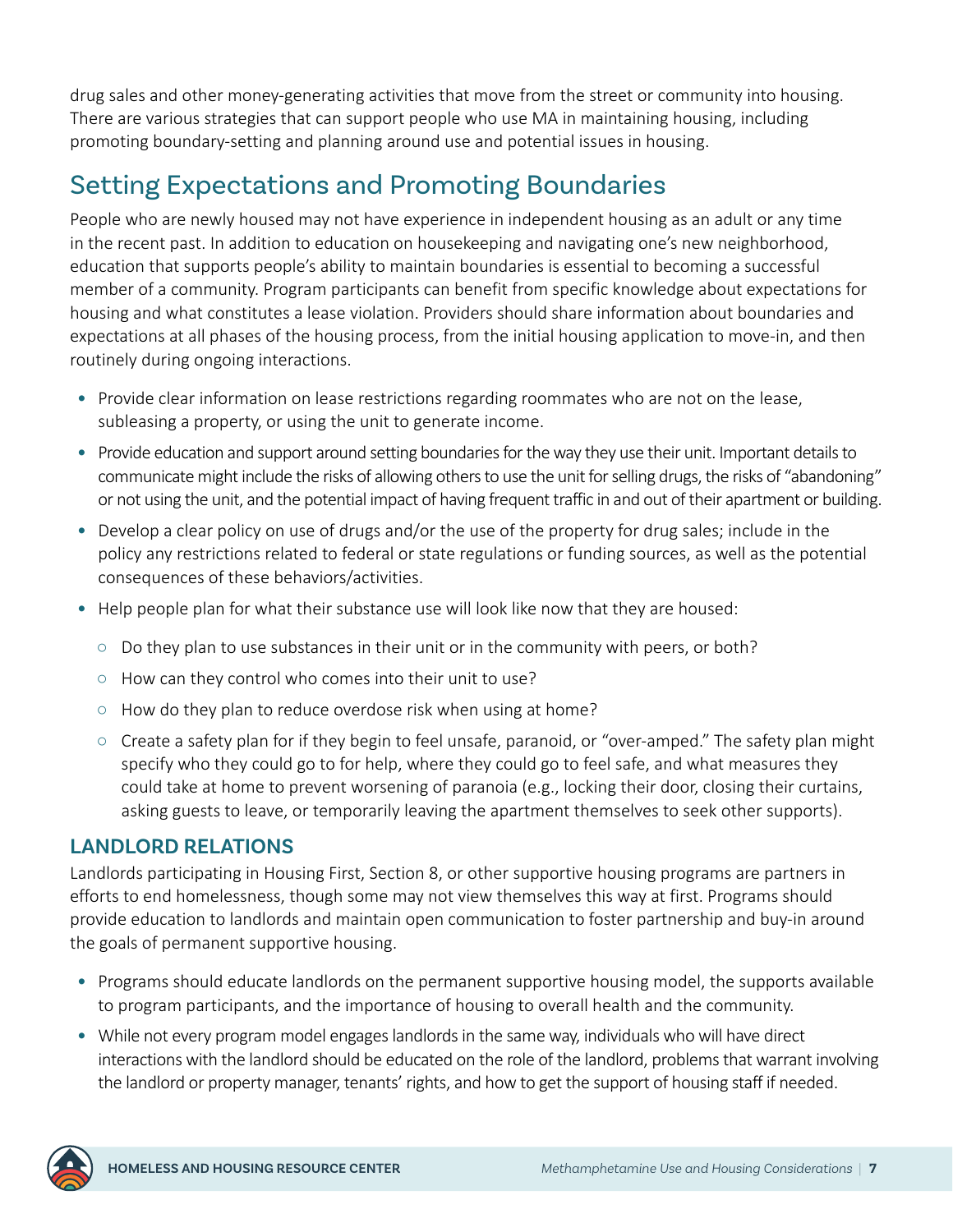drug sales and other money-generating activities that move from the street or community into housing. There are various strategies that can support people who use MA in maintaining housing, including promoting boundary-setting and planning around use and potential issues in housing.

## Setting Expectations and Promoting Boundaries

People who are newly housed may not have experience in independent housing as an adult or any time in the recent past. In addition to education on housekeeping and navigating one's new neighborhood, education that supports people's ability to maintain boundaries is essential to becoming a successful member of a community. Program participants can benefit from specific knowledge about expectations for housing and what constitutes a lease violation. Providers should share information about boundaries and expectations at all phases of the housing process, from the initial housing application to move-in, and then routinely during ongoing interactions.

- Provide clear information on lease restrictions regarding roommates who are not on the lease, subleasing a property, or using the unit to generate income.
- Provide education and support around setting boundaries for the way they use their unit. Important details to communicate might include the risks of allowing others to use the unit for selling drugs, the risks of "abandoning" or not using the unit, and the potential impact of having frequent traffic in and out of their apartment or building.
- Develop a clear policy on use of drugs and/or the use of the property for drug sales; include in the policy any restrictions related to federal or state regulations or funding sources, as well as the potential consequences of these behaviors/activities.
- Help people plan for what their substance use will look like now that they are housed:
  - Do they plan to use substances in their unit or in the community with peers, or both?
  - How can they control who comes into their unit to use?
  - How do they plan to reduce overdose risk when using at home?
  - Create a safety plan for if they begin to feel unsafe, paranoid, or "over-amped." The safety plan might specify who they could go to for help, where they could go to feel safe, and what measures they could take at home to prevent worsening of paranoia (e.g., locking their door, closing their curtains, asking guests to leave, or temporarily leaving the apartment themselves to seek other supports).

### LANDLORD RELATIONS

Landlords participating in Housing First, Section 8, or other supportive housing programs are partners in efforts to end homelessness, though some may not view themselves this way at first. Programs should provide education to landlords and maintain open communication to foster partnership and buy-in around the goals of permanent supportive housing.

- Programs should educate landlords on the permanent supportive housing model, the supports available to program participants, and the importance of housing to overall health and the community.
- While not every program model engages landlords in the same way, individuals who will have direct interactions with the landlord should be educated on the role of the landlord, problems that warrant involving the landlord or property manager, tenants' rights, and how to get the support of housing staff if needed.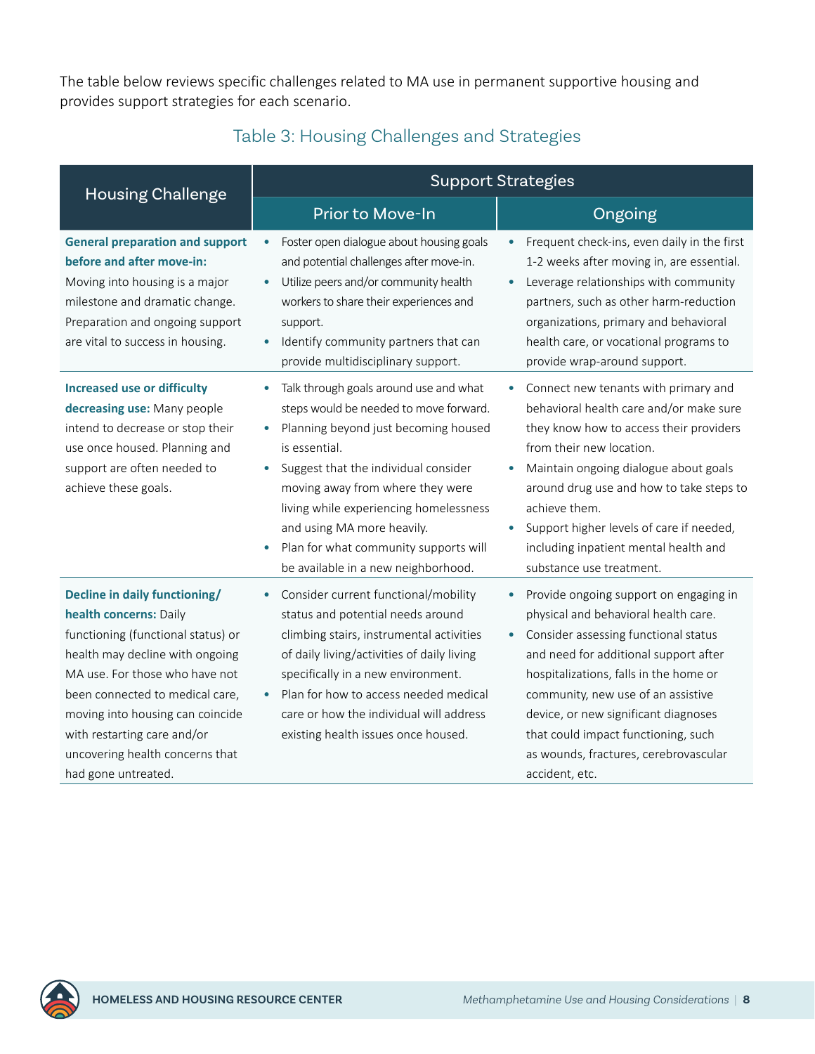The table below reviews specific challenges related to MA use in permanent supportive housing and provides support strategies for each scenario.

### Table 3: Housing Challenges and Strategies

| Housing Challenge | Support Strategies | |
|---|---|---|
| | Prior to Move-In | Ongoing |
| **General preparation and support before and after move-in:** Moving into housing is a major milestone and dramatic change. Preparation and ongoing support are vital to success in housing. | • Foster open dialogue about housing goals and potential challenges after move-in.<br>• Utilize peers and/or community health workers to share their experiences and support.<br>• Identify community partners that can provide multidisciplinary support. | • Frequent check-ins, even daily in the first 1-2 weeks after moving in, are essential.<br>• Leverage relationships with community partners, such as other harm-reduction organizations, primary and behavioral health care, or vocational programs to provide wrap-around support. |
| **Increased use or difficulty decreasing use:** Many people intend to decrease or stop their use once housed. Planning and support are often needed to achieve these goals. | • Talk through goals around use and what steps would be needed to move forward.<br>• Planning beyond just becoming housed is essential.<br>• Suggest that the individual consider moving away from where they were living while experiencing homelessness and using MA more heavily.<br>• Plan for what community supports will be available in a new neighborhood. | • Connect new tenants with primary and behavioral health care and/or make sure they know how to access their providers from their new location.<br>• Maintain ongoing dialogue about goals around drug use and how to take steps to achieve them.<br>• Support higher levels of care if needed, including inpatient mental health and substance use treatment. |
| **Decline in daily functioning/ health concerns:** Daily functioning (functional status) or health may decline with ongoing MA use. For those who have not been connected to medical care, moving into housing can coincide with restarting care and/or uncovering health concerns that had gone untreated. | • Consider current functional/mobility status and potential needs around climbing stairs, instrumental activities of daily living/activities of daily living specifically in a new environment.<br>• Plan for how to access needed medical care or how the individual will address existing health issues once housed. | • Provide ongoing support on engaging in physical and behavioral health care.<br>• Consider assessing functional status and need for additional support after hospitalizations, falls in the home or community, new use of an assistive device, or new significant diagnoses that could impact functioning, such as wounds, fractures, cerebrovascular accident, etc. |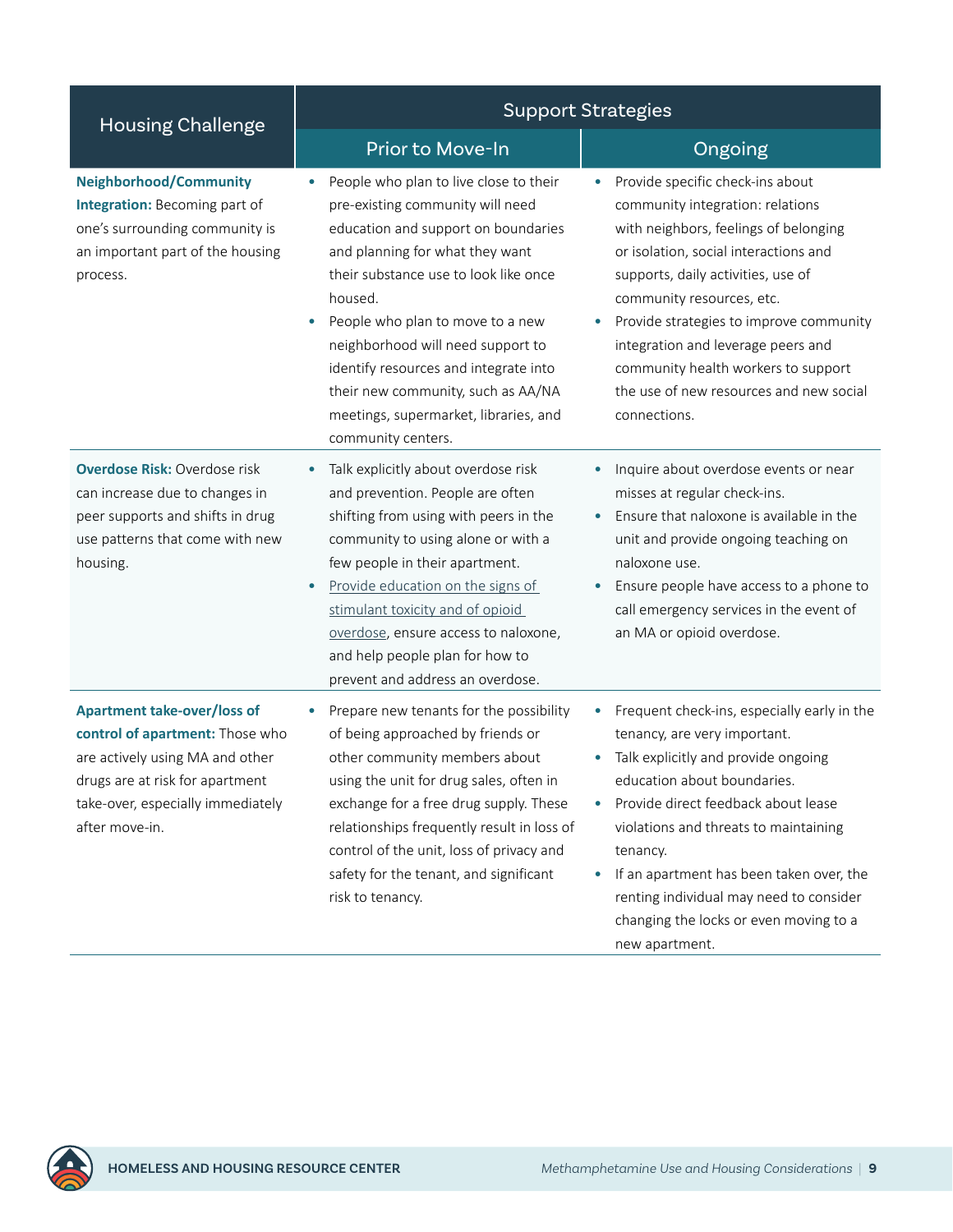| Housing Challenge | Support Strategies | |
|---|---|---|
| | Prior to Move-In | Ongoing |
| **Neighborhood/Community Integration:** Becoming part of one's surrounding community is an important part of the housing process. | • People who plan to live close to their pre-existing community will need education and support on boundaries and planning for what they want their substance use to look like once housed.<br>• People who plan to move to a new neighborhood will need support to identify resources and integrate into their new community, such as AA/NA meetings, supermarket, libraries, and community centers. | • Provide specific check-ins about community integration: relations with neighbors, feelings of belonging or isolation, social interactions and supports, daily activities, use of community resources, etc.<br>• Provide strategies to improve community integration and leverage peers and community health workers to support the use of new resources and new social connections. |
| **Overdose Risk:** Overdose risk can increase due to changes in peer supports and shifts in drug use patterns that come with new housing. | • Talk explicitly about overdose risk and prevention. People are often shifting from using with peers in the community to using alone or with a few people in their apartment.<br>• Provide education on the signs of stimulant toxicity and of opioid overdose, ensure access to naloxone, and help people plan for how to prevent and address an overdose. | • Inquire about overdose events or near misses at regular check-ins.<br>• Ensure that naloxone is available in the unit and provide ongoing teaching on naloxone use.<br>• Ensure people have access to a phone to call emergency services in the event of an MA or opioid overdose. |
| **Apartment take-over/loss of control of apartment:** Those who are actively using MA and other drugs are at risk for apartment take-over, especially immediately after move-in. | • Prepare new tenants for the possibility of being approached by friends or other community members about using the unit for drug sales, often in exchange for a free drug supply. These relationships frequently result in loss of control of the unit, loss of privacy and safety for the tenant, and significant risk to tenancy. | • Frequent check-ins, especially early in the tenancy, are very important.<br>• Talk explicitly and provide ongoing education about boundaries.<br>• Provide direct feedback about lease violations and threats to maintaining tenancy.<br>• If an apartment has been taken over, the renting individual may need to consider changing the locks or even moving to a new apartment. |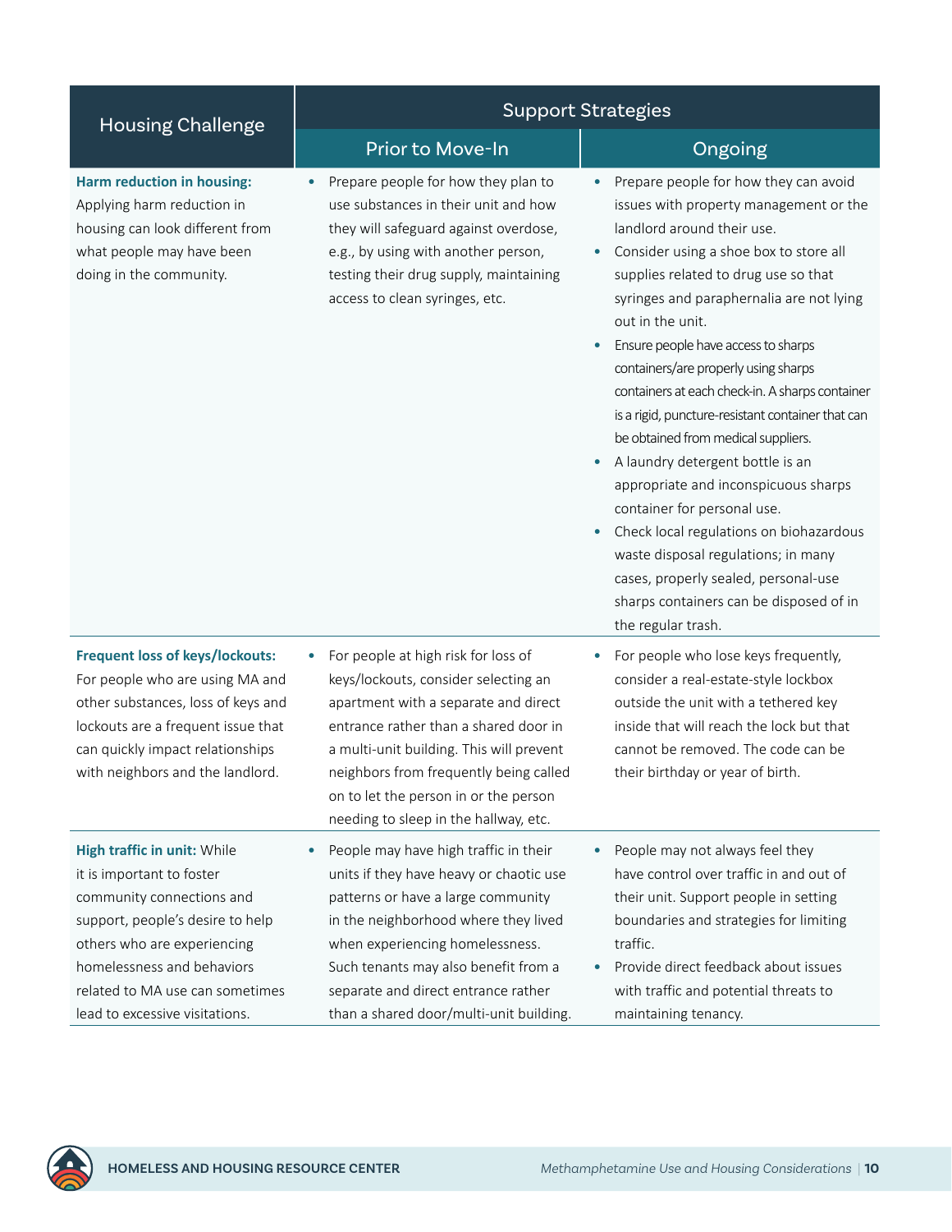| Housing Challenge | Support Strategies | |
|---|---|---|
| | Prior to Move-In | Ongoing |
| **Harm reduction in housing:** Applying harm reduction in housing can look different from what people may have been doing in the community. | • Prepare people for how they plan to use substances in their unit and how they will safeguard against overdose, e.g., by using with another person, testing their drug supply, maintaining access to clean syringes, etc. | • Prepare people for how they can avoid issues with property management or the landlord around their use.<br>• Consider using a shoe box to store all supplies related to drug use so that syringes and paraphernalia are not lying out in the unit.<br>• Ensure people have access to sharps containers/are properly using sharps containers at each check-in. A sharps container is a rigid, puncture-resistant container that can be obtained from medical suppliers.<br>• A laundry detergent bottle is an appropriate and inconspicuous sharps container for personal use.<br>• Check local regulations on biohazardous waste disposal regulations; in many cases, properly sealed, personal-use sharps containers can be disposed of in the regular trash. |
| **Frequent loss of keys/lockouts:** For people who are using MA and other substances, loss of keys and lockouts are a frequent issue that can quickly impact relationships with neighbors and the landlord. | • For people at high risk for loss of keys/lockouts, consider selecting an apartment with a separate and direct entrance rather than a shared door in a multi-unit building. This will prevent neighbors from frequently being called on to let the person in or the person needing to sleep in the hallway, etc. | • For people who lose keys frequently, consider a real-estate-style lockbox outside the unit with a tethered key inside that will reach the lock but that cannot be removed. The code can be their birthday or year of birth. |
| **High traffic in unit:** While it is important to foster community connections and support, people's desire to help others who are experiencing homelessness and behaviors related to MA use can sometimes lead to excessive visitations. | • People may have high traffic in their units if they have heavy or chaotic use patterns or have a large community in the neighborhood where they lived when experiencing homelessness. Such tenants may also benefit from a separate and direct entrance rather than a shared door/multi-unit building. | • People may not always feel they have control over traffic in and out of their unit. Support people in setting boundaries and strategies for limiting traffic.<br>• Provide direct feedback about issues with traffic and potential threats to maintaining tenancy. |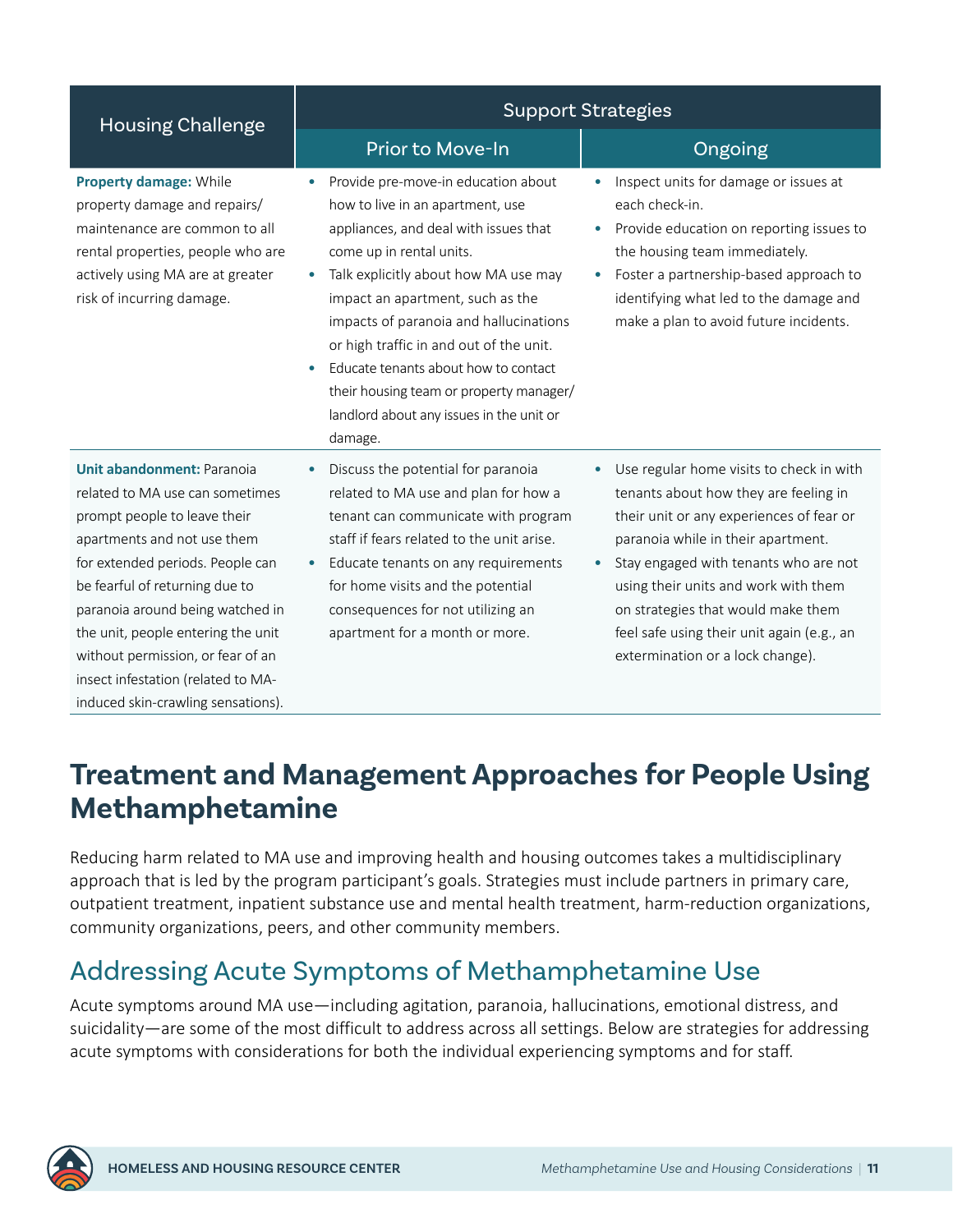| Housing Challenge | Support Strategies | |
|---|---|---|
| | Prior to Move-In | Ongoing |
| **Property damage:** While property damage and repairs/maintenance are common to all rental properties, people who are actively using MA are at greater risk of incurring damage. | • Provide pre-move-in education about how to live in an apartment, use appliances, and deal with issues that come up in rental units.<br>• Talk explicitly about how MA use may impact an apartment, such as the impacts of paranoia and hallucinations or high traffic in and out of the unit.<br>• Educate tenants about how to contact their housing team or property manager/landlord about any issues in the unit or damage. | • Inspect units for damage or issues at each check-in.<br>• Provide education on reporting issues to the housing team immediately.<br>• Foster a partnership-based approach to identifying what led to the damage and make a plan to avoid future incidents. |
| **Unit abandonment:** Paranoia related to MA use can sometimes prompt people to leave their apartments and not use them for extended periods. People can be fearful of returning due to paranoia around being watched in the unit, people entering the unit without permission, or fear of an insect infestation (related to MA-induced skin-crawling sensations). | • Discuss the potential for paranoia related to MA use and plan for how a tenant can communicate with program staff if fears related to the unit arise.<br>• Educate tenants on any requirements for home visits and the potential consequences for not utilizing an apartment for a month or more. | • Use regular home visits to check in with tenants about how they are feeling in their unit or any experiences of fear or paranoia while in their apartment.<br>• Stay engaged with tenants who are not using their units and work with them on strategies that would make them feel safe using their unit again (e.g., an extermination or a lock change). |

# Treatment and Management Approaches for People Using Methamphetamine

Reducing harm related to MA use and improving health and housing outcomes takes a multidisciplinary approach that is led by the program participant's goals. Strategies must include partners in primary care, outpatient treatment, inpatient substance use and mental health treatment, harm-reduction organizations, community organizations, peers, and other community members.

## Addressing Acute Symptoms of Methamphetamine Use

Acute symptoms around MA use—including agitation, paranoia, hallucinations, emotional distress, and suicidality—are some of the most difficult to address across all settings. Below are strategies for addressing acute symptoms with considerations for both the individual experiencing symptoms and for staff.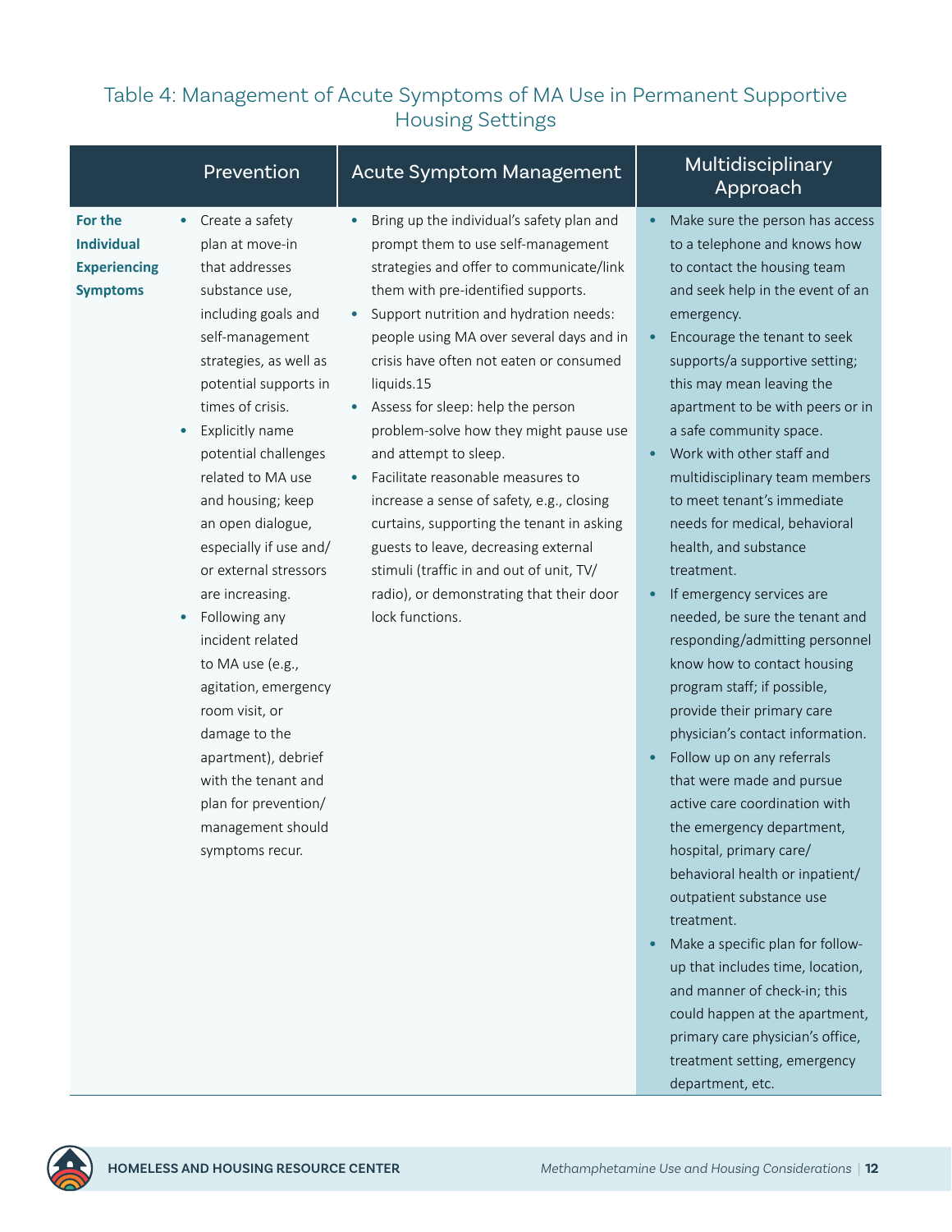## Table 4: Management of Acute Symptoms of MA Use in Permanent Supportive Housing Settings

| | Prevention | Acute Symptom Management | Multidisciplinary Approach |
|---|---|---|---|
| **For the Individual Experiencing Symptoms** | • Create a safety plan at move-in that addresses substance use, including goals and self-management strategies, as well as potential supports in times of crisis.<br>• Explicitly name potential challenges related to MA use and housing; keep an open dialogue, especially if use and/or external stressors are increasing.<br>• Following any incident related to MA use (e.g., agitation, emergency room visit, or damage to the apartment), debrief with the tenant and plan for prevention/management should symptoms recur. | • Bring up the individual's safety plan and prompt them to use self-management strategies and offer to communicate/link them with pre-identified supports.<br>• Support nutrition and hydration needs: people using MA over several days and in crisis have often not eaten or consumed liquids.15<br>• Assess for sleep: help the person problem-solve how they might pause use and attempt to sleep.<br>• Facilitate reasonable measures to increase a sense of safety, e.g., closing curtains, supporting the tenant in asking guests to leave, decreasing external stimuli (traffic in and out of unit, TV/radio), or demonstrating that their door lock functions. | • Make sure the person has access to a telephone and knows how to contact the housing team and seek help in the event of an emergency.<br>• Encourage the tenant to seek supports/a supportive setting; this may mean leaving the apartment to be with peers or in a safe community space.<br>• Work with other staff and multidisciplinary team members to meet tenant's immediate needs for medical, behavioral health, and substance treatment.<br>• If emergency services are needed, be sure the tenant and responding/admitting personnel know how to contact housing program staff; if possible, provide their primary care physician's contact information.<br>• Follow up on any referrals that were made and pursue active care coordination with the emergency department, hospital, primary care/behavioral health or inpatient/outpatient substance use treatment.<br>• Make a specific plan for follow-up that includes time, location, and manner of check-in; this could happen at the apartment, primary care physician's office, treatment setting, emergency department, etc. |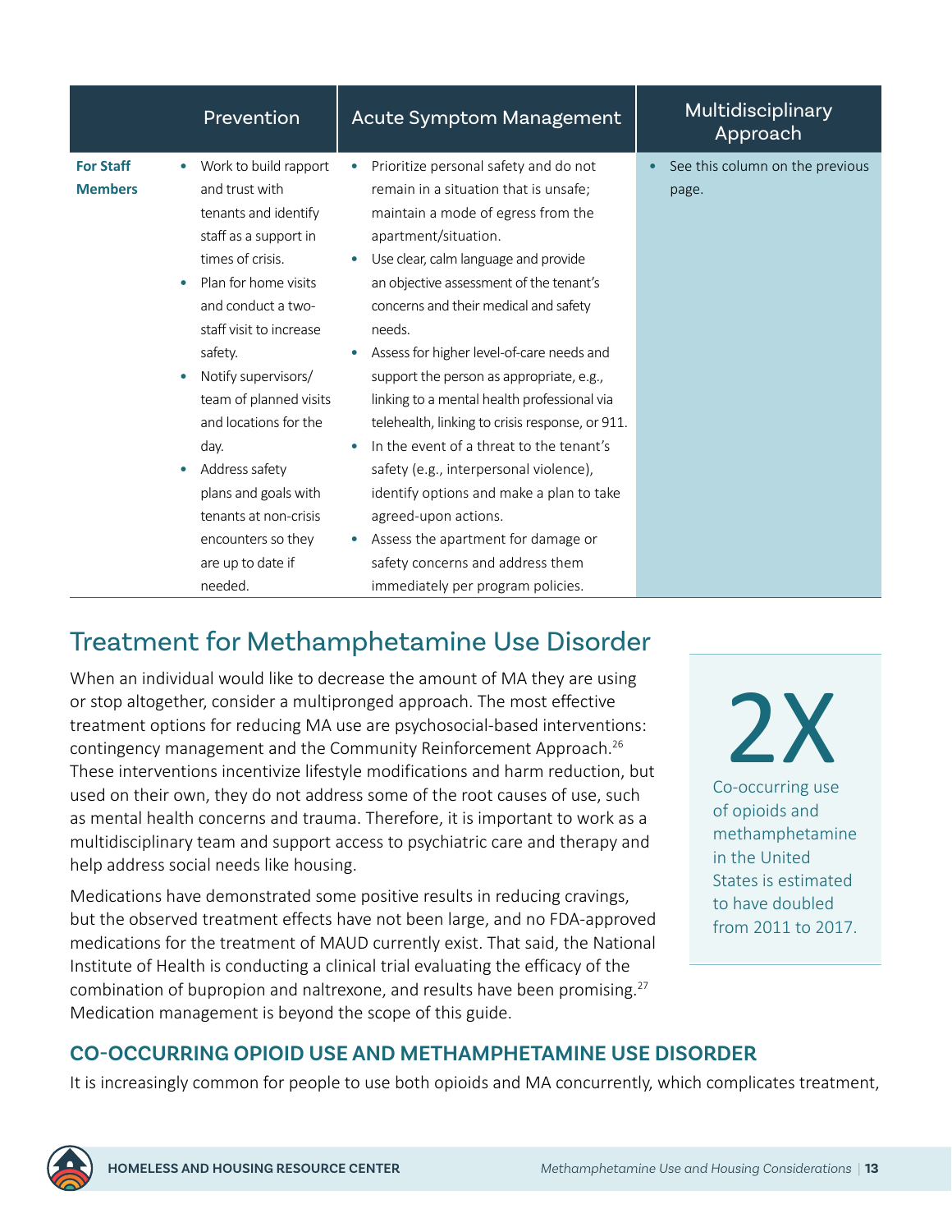| | Prevention | Acute Symptom Management | Multidisciplinary Approach |
|---|---|---|---|
| **For Staff Members** | • Work to build rapport and trust with tenants and identify staff as a support in times of crisis.<br>• Plan for home visits and conduct a two-staff visit to increase safety.<br>• Notify supervisors/team of planned visits and locations for the day.<br>• Address safety plans and goals with tenants at non-crisis encounters so they are up to date if needed. | • Prioritize personal safety and do not remain in a situation that is unsafe; maintain a mode of egress from the apartment/situation.<br>• Use clear, calm language and provide an objective assessment of the tenant's concerns and their medical and safety needs.<br>• Assess for higher level-of-care needs and support the person as appropriate, e.g., linking to a mental health professional via telehealth, linking to crisis response, or 911.<br>• In the event of a threat to the tenant's safety (e.g., interpersonal violence), identify options and make a plan to take agreed-upon actions.<br>• Assess the apartment for damage or safety concerns and address them immediately per program policies. | • See this column on the previous page. |

## Treatment for Methamphetamine Use Disorder

When an individual would like to decrease the amount of MA they are using or stop altogether, consider a multipronged approach. The most effective treatment options for reducing MA use are psychosocial-based interventions: contingency management and the Community Reinforcement Approach.[26] These interventions incentivize lifestyle modifications and harm reduction, but used on their own, they do not address some of the root causes of use, such as mental health concerns and trauma. Therefore, it is important to work as a multidisciplinary team and support access to psychiatric care and therapy and help address social needs like housing.

Medications have demonstrated some positive results in reducing cravings, but the observed treatment effects have not been large, and no FDA-approved medications for the treatment of MAUD currently exist. That said, the National Institute of Health is conducting a clinical trial evaluating the efficacy of the combination of bupropion and naltrexone, and results have been promising.[27] Medication management is beyond the scope of this guide.

**2X**

Co-occurring use of opioids and methamphetamine in the United States is estimated to have doubled from 2011 to 2017.

### CO-OCCURRING OPIOID USE AND METHAMPHETAMINE USE DISORDER

It is increasingly common for people to use both opioids and MA concurrently, which complicates treatment,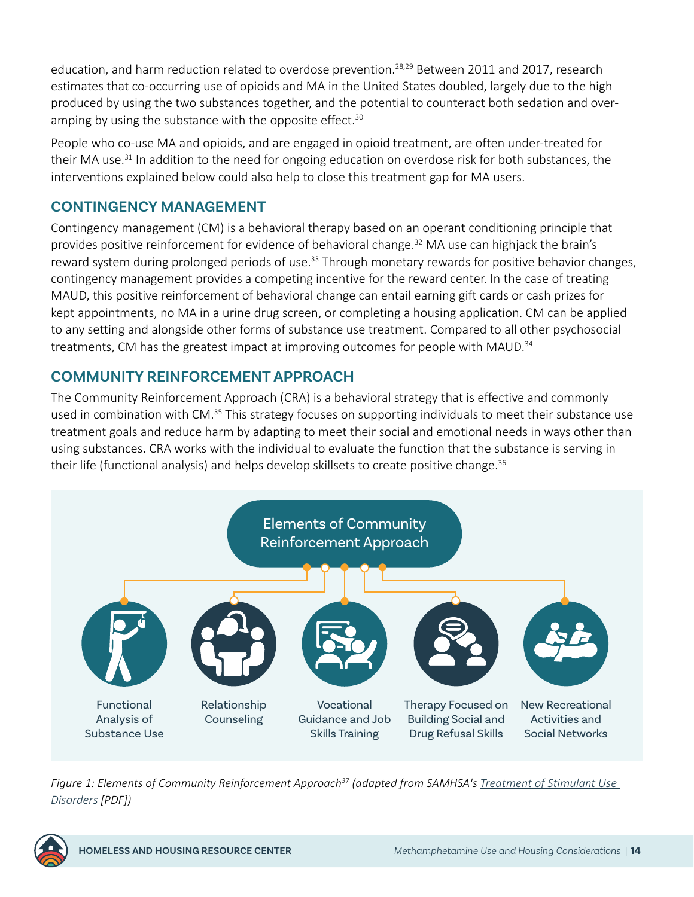education, and harm reduction related to overdose prevention.[28,29] Between 2011 and 2017, research estimates that co-occurring use of opioids and MA in the United States doubled, largely due to the high produced by using the two substances together, and the potential to counteract both sedation and over-amping by using the substance with the opposite effect.[30]

People who co-use MA and opioids, and are engaged in opioid treatment, are often under-treated for their MA use.[31] In addition to the need for ongoing education on overdose risk for both substances, the interventions explained below could also help to close this treatment gap for MA users.

## CONTINGENCY MANAGEMENT

Contingency management (CM) is a behavioral therapy based on an operant conditioning principle that provides positive reinforcement for evidence of behavioral change.[32] MA use can highjack the brain's reward system during prolonged periods of use.[33] Through monetary rewards for positive behavior changes, contingency management provides a competing incentive for the reward center. In the case of treating MAUD, this positive reinforcement of behavioral change can entail earning gift cards or cash prizes for kept appointments, no MA in a urine drug screen, or completing a housing application. CM can be applied to any setting and alongside other forms of substance use treatment. Compared to all other psychosocial treatments, CM has the greatest impact at improving outcomes for people with MAUD.[34]

## COMMUNITY REINFORCEMENT APPROACH

The Community Reinforcement Approach (CRA) is a behavioral strategy that is effective and commonly used in combination with CM.[35] This strategy focuses on supporting individuals to meet their substance use treatment goals and reduce harm by adapting to meet their social and emotional needs in ways other than using substances. CRA works with the individual to evaluate the function that the substance is serving in their life (functional analysis) and helps develop skillsets to create positive change.[36]

**Elements of Community Reinforcement Approach**

- Functional Analysis of Substance Use
- Relationship Counseling
- Vocational Guidance and Job Skills Training
- Therapy Focused on Building Social and Drug Refusal Skills
- New Recreational Activities and Social Networks

*Figure 1: Elements of Community Reinforcement Approach[37] (adapted from SAMHSA's Treatment of Stimulant Use Disorders [PDF])*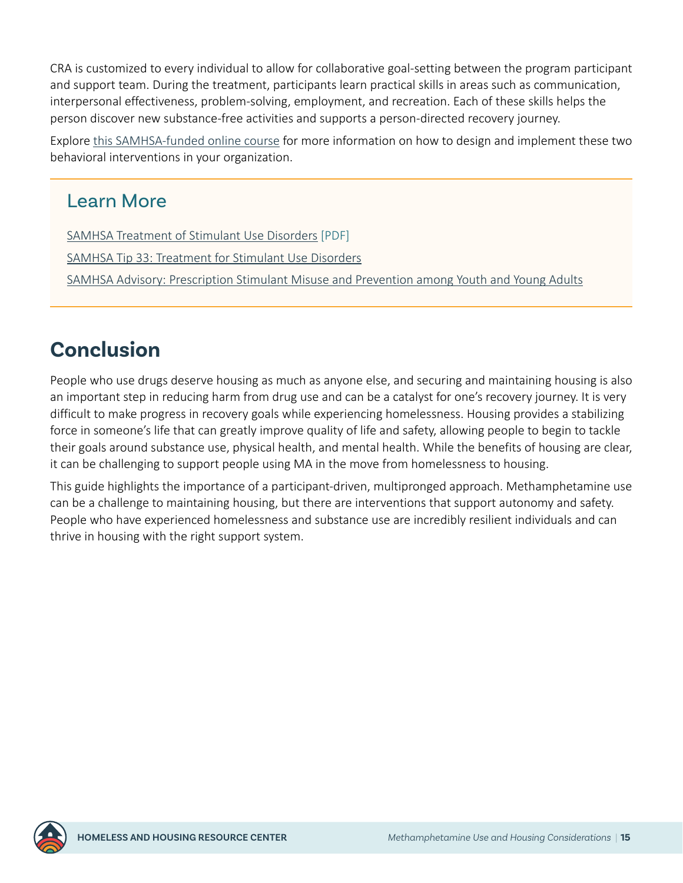CRA is customized to every individual to allow for collaborative goal-setting between the program participant and support team. During the treatment, participants learn practical skills in areas such as communication, interpersonal effectiveness, problem-solving, employment, and recreation. Each of these skills helps the person discover new substance-free activities and supports a person-directed recovery journey.

Explore this SAMHSA-funded online course for more information on how to design and implement these two behavioral interventions in your organization.

## Learn More

SAMHSA Treatment of Stimulant Use Disorders [PDF]

SAMHSA Tip 33: Treatment for Stimulant Use Disorders

SAMHSA Advisory: Prescription Stimulant Misuse and Prevention among Youth and Young Adults

# Conclusion

People who use drugs deserve housing as much as anyone else, and securing and maintaining housing is also an important step in reducing harm from drug use and can be a catalyst for one's recovery journey. It is very difficult to make progress in recovery goals while experiencing homelessness. Housing provides a stabilizing force in someone's life that can greatly improve quality of life and safety, allowing people to begin to tackle their goals around substance use, physical health, and mental health. While the benefits of housing are clear, it can be challenging to support people using MA in the move from homelessness to housing.

This guide highlights the importance of a participant-driven, multipronged approach. Methamphetamine use can be a challenge to maintaining housing, but there are interventions that support autonomy and safety. People who have experienced homelessness and substance use are incredibly resilient individuals and can thrive in housing with the right support system.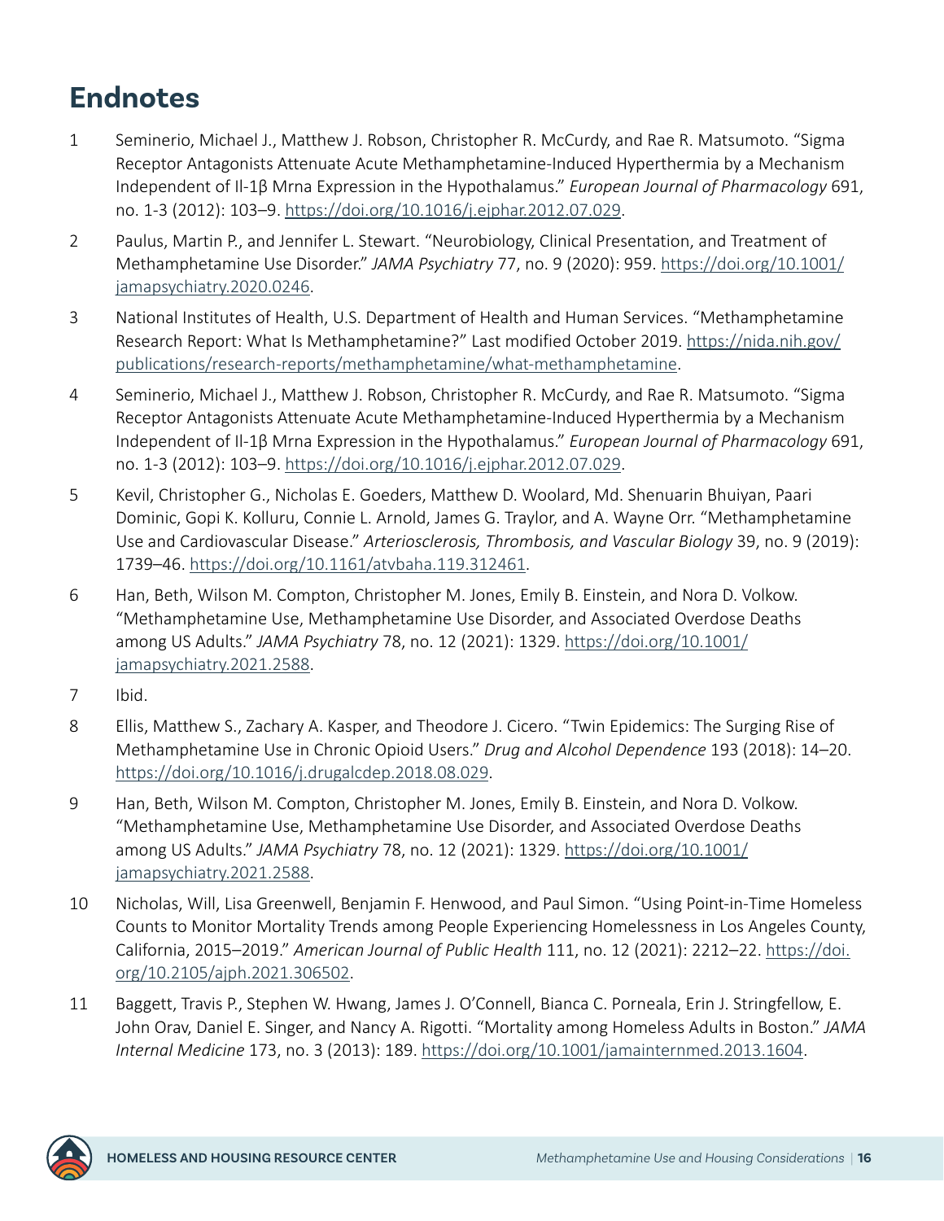## Endnotes

1. Seminerio, Michael J., Matthew J. Robson, Christopher R. McCurdy, and Rae R. Matsumoto. "Sigma Receptor Antagonists Attenuate Acute Methamphetamine-Induced Hyperthermia by a Mechanism Independent of Il-1β Mrna Expression in the Hypothalamus." *European Journal of Pharmacology* 691, no. 1-3 (2012): 103–9. https://doi.org/10.1016/j.ejphar.2012.07.029.

2. Paulus, Martin P., and Jennifer L. Stewart. "Neurobiology, Clinical Presentation, and Treatment of Methamphetamine Use Disorder." *JAMA Psychiatry* 77, no. 9 (2020): 959. https://doi.org/10.1001/jamapsychiatry.2020.0246.

3. National Institutes of Health, U.S. Department of Health and Human Services. "Methamphetamine Research Report: What Is Methamphetamine?" Last modified October 2019. https://nida.nih.gov/publications/research-reports/methamphetamine/what-methamphetamine.

4. Seminerio, Michael J., Matthew J. Robson, Christopher R. McCurdy, and Rae R. Matsumoto. "Sigma Receptor Antagonists Attenuate Acute Methamphetamine-Induced Hyperthermia by a Mechanism Independent of Il-1β Mrna Expression in the Hypothalamus." *European Journal of Pharmacology* 691, no. 1-3 (2012): 103–9. https://doi.org/10.1016/j.ejphar.2012.07.029.

5. Kevil, Christopher G., Nicholas E. Goeders, Matthew D. Woolard, Md. Shenuarin Bhuiyan, Paari Dominic, Gopi K. Kolluru, Connie L. Arnold, James G. Traylor, and A. Wayne Orr. "Methamphetamine Use and Cardiovascular Disease." *Arteriosclerosis, Thrombosis, and Vascular Biology* 39, no. 9 (2019): 1739–46. https://doi.org/10.1161/atvbaha.119.312461.

6. Han, Beth, Wilson M. Compton, Christopher M. Jones, Emily B. Einstein, and Nora D. Volkow. "Methamphetamine Use, Methamphetamine Use Disorder, and Associated Overdose Deaths among US Adults." *JAMA Psychiatry* 78, no. 12 (2021): 1329. https://doi.org/10.1001/jamapsychiatry.2021.2588.

7. Ibid.

8. Ellis, Matthew S., Zachary A. Kasper, and Theodore J. Cicero. "Twin Epidemics: The Surging Rise of Methamphetamine Use in Chronic Opioid Users." *Drug and Alcohol Dependence* 193 (2018): 14–20. https://doi.org/10.1016/j.drugalcdep.2018.08.029.

9. Han, Beth, Wilson M. Compton, Christopher M. Jones, Emily B. Einstein, and Nora D. Volkow. "Methamphetamine Use, Methamphetamine Use Disorder, and Associated Overdose Deaths among US Adults." *JAMA Psychiatry* 78, no. 12 (2021): 1329. https://doi.org/10.1001/jamapsychiatry.2021.2588.

10. Nicholas, Will, Lisa Greenwell, Benjamin F. Henwood, and Paul Simon. "Using Point-in-Time Homeless Counts to Monitor Mortality Trends among People Experiencing Homelessness in Los Angeles County, California, 2015–2019." *American Journal of Public Health* 111, no. 12 (2021): 2212–22. https://doi.org/10.2105/ajph.2021.306502.

11. Baggett, Travis P., Stephen W. Hwang, James J. O'Connell, Bianca C. Porneala, Erin J. Stringfellow, E. John Orav, Daniel E. Singer, and Nancy A. Rigotti. "Mortality among Homeless Adults in Boston." *JAMA Internal Medicine* 173, no. 3 (2013): 189. https://doi.org/10.1001/jamainternmed.2013.1604.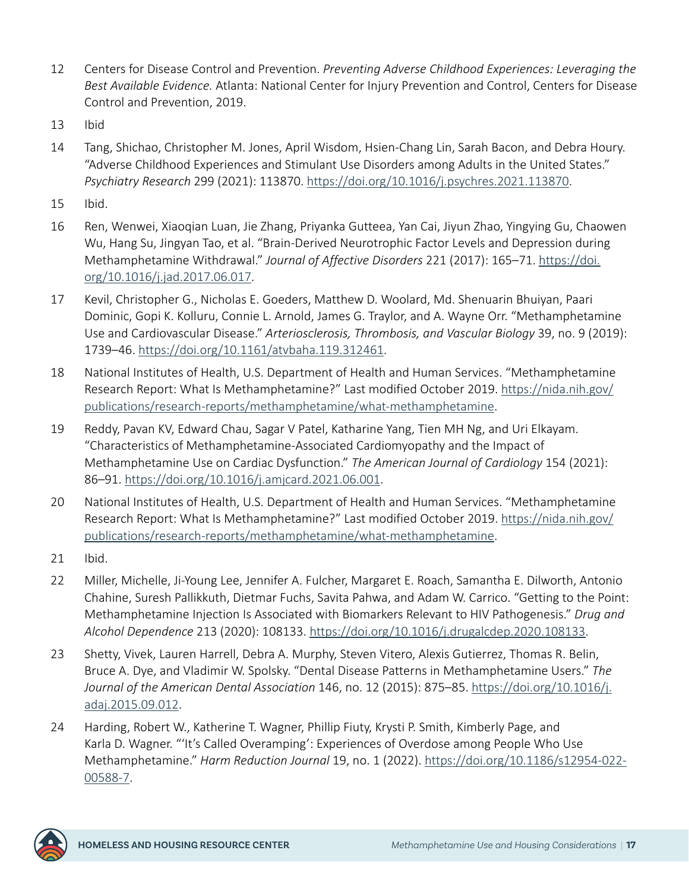12 Centers for Disease Control and Prevention. *Preventing Adverse Childhood Experiences: Leveraging the Best Available Evidence.* Atlanta: National Center for Injury Prevention and Control, Centers for Disease Control and Prevention, 2019.

13 Ibid

14 Tang, Shichao, Christopher M. Jones, April Wisdom, Hsien-Chang Lin, Sarah Bacon, and Debra Houry. "Adverse Childhood Experiences and Stimulant Use Disorders among Adults in the United States." *Psychiatry Research* 299 (2021): 113870. https://doi.org/10.1016/j.psychres.2021.113870.

15 Ibid.

16 Ren, Wenwei, Xiaoqian Luan, Jie Zhang, Priyanka Gutteea, Yan Cai, Jiyun Zhao, Yingying Gu, Chaowen Wu, Hang Su, Jingyan Tao, et al. "Brain-Derived Neurotrophic Factor Levels and Depression during Methamphetamine Withdrawal." *Journal of Affective Disorders* 221 (2017): 165–71. https://doi.org/10.1016/j.jad.2017.06.017.

17 Kevil, Christopher G., Nicholas E. Goeders, Matthew D. Woolard, Md. Shenuarin Bhuiyan, Paari Dominic, Gopi K. Kolluru, Connie L. Arnold, James G. Traylor, and A. Wayne Orr. "Methamphetamine Use and Cardiovascular Disease." *Arteriosclerosis, Thrombosis, and Vascular Biology* 39, no. 9 (2019): 1739–46. https://doi.org/10.1161/atvbaha.119.312461.

18 National Institutes of Health, U.S. Department of Health and Human Services. "Methamphetamine Research Report: What Is Methamphetamine?" Last modified October 2019. https://nida.nih.gov/publications/research-reports/methamphetamine/what-methamphetamine.

19 Reddy, Pavan KV, Edward Chau, Sagar V Patel, Katharine Yang, Tien MH Ng, and Uri Elkayam. "Characteristics of Methamphetamine-Associated Cardiomyopathy and the Impact of Methamphetamine Use on Cardiac Dysfunction." *The American Journal of Cardiology* 154 (2021): 86–91. https://doi.org/10.1016/j.amjcard.2021.06.001.

20 National Institutes of Health, U.S. Department of Health and Human Services. "Methamphetamine Research Report: What Is Methamphetamine?" Last modified October 2019. https://nida.nih.gov/publications/research-reports/methamphetamine/what-methamphetamine.

21 Ibid.

22 Miller, Michelle, Ji-Young Lee, Jennifer A. Fulcher, Margaret E. Roach, Samantha E. Dilworth, Antonio Chahine, Suresh Pallikkuth, Dietmar Fuchs, Savita Pahwa, and Adam W. Carrico. "Getting to the Point: Methamphetamine Injection Is Associated with Biomarkers Relevant to HIV Pathogenesis." *Drug and Alcohol Dependence* 213 (2020): 108133. https://doi.org/10.1016/j.drugalcdep.2020.108133.

23 Shetty, Vivek, Lauren Harrell, Debra A. Murphy, Steven Vitero, Alexis Gutierrez, Thomas R. Belin, Bruce A. Dye, and Vladimir W. Spolsky. "Dental Disease Patterns in Methamphetamine Users." *The Journal of the American Dental Association* 146, no. 12 (2015): 875–85. https://doi.org/10.1016/j.adaj.2015.09.012.

24 Harding, Robert W., Katherine T. Wagner, Phillip Fiuty, Krysti P. Smith, Kimberly Page, and Karla D. Wagner. "'It's Called Overamping': Experiences of Overdose among People Who Use Methamphetamine." *Harm Reduction Journal* 19, no. 1 (2022). https://doi.org/10.1186/s12954-022-00588-7.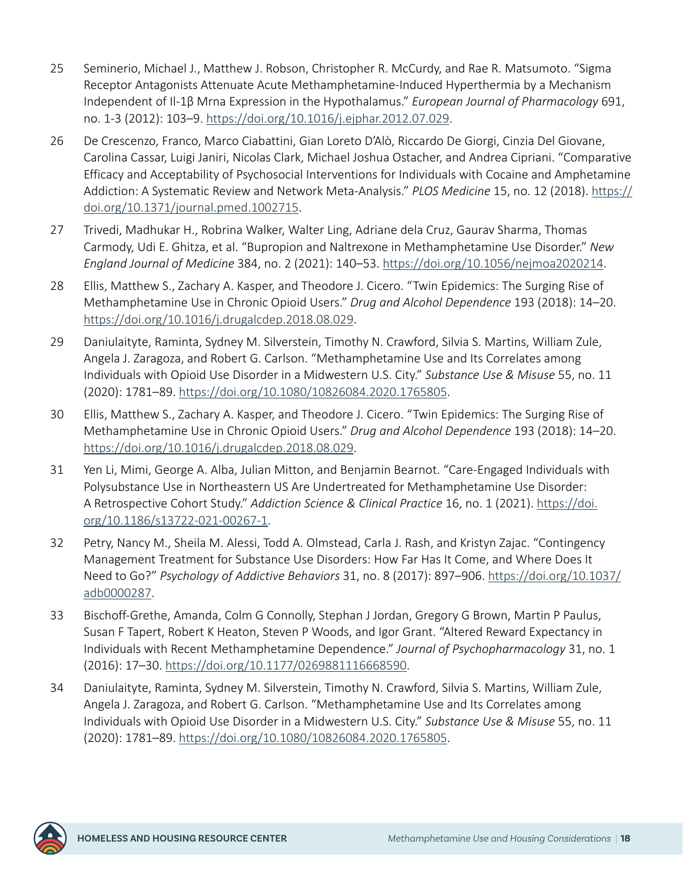25 Seminerio, Michael J., Matthew J. Robson, Christopher R. McCurdy, and Rae R. Matsumoto. "Sigma Receptor Antagonists Attenuate Acute Methamphetamine-Induced Hyperthermia by a Mechanism Independent of Il-1β Mrna Expression in the Hypothalamus." *European Journal of Pharmacology* 691, no. 1-3 (2012): 103–9. https://doi.org/10.1016/j.ejphar.2012.07.029.

26 De Crescenzo, Franco, Marco Ciabattini, Gian Loreto D'Alò, Riccardo De Giorgi, Cinzia Del Giovane, Carolina Cassar, Luigi Janiri, Nicolas Clark, Michael Joshua Ostacher, and Andrea Cipriani. "Comparative Efficacy and Acceptability of Psychosocial Interventions for Individuals with Cocaine and Amphetamine Addiction: A Systematic Review and Network Meta-Analysis." *PLOS Medicine* 15, no. 12 (2018). https://doi.org/10.1371/journal.pmed.1002715.

27 Trivedi, Madhukar H., Robrina Walker, Walter Ling, Adriane dela Cruz, Gaurav Sharma, Thomas Carmody, Udi E. Ghitza, et al. "Bupropion and Naltrexone in Methamphetamine Use Disorder." *New England Journal of Medicine* 384, no. 2 (2021): 140–53. https://doi.org/10.1056/nejmoa2020214.

28 Ellis, Matthew S., Zachary A. Kasper, and Theodore J. Cicero. "Twin Epidemics: The Surging Rise of Methamphetamine Use in Chronic Opioid Users." *Drug and Alcohol Dependence* 193 (2018): 14–20. https://doi.org/10.1016/j.drugalcdep.2018.08.029.

29 Daniulaityte, Raminta, Sydney M. Silverstein, Timothy N. Crawford, Silvia S. Martins, William Zule, Angela J. Zaragoza, and Robert G. Carlson. "Methamphetamine Use and Its Correlates among Individuals with Opioid Use Disorder in a Midwestern U.S. City." *Substance Use & Misuse* 55, no. 11 (2020): 1781–89. https://doi.org/10.1080/10826084.2020.1765805.

30 Ellis, Matthew S., Zachary A. Kasper, and Theodore J. Cicero. "Twin Epidemics: The Surging Rise of Methamphetamine Use in Chronic Opioid Users." *Drug and Alcohol Dependence* 193 (2018): 14–20. https://doi.org/10.1016/j.drugalcdep.2018.08.029.

31 Yen Li, Mimi, George A. Alba, Julian Mitton, and Benjamin Bearnot. "Care-Engaged Individuals with Polysubstance Use in Northeastern US Are Undertreated for Methamphetamine Use Disorder: A Retrospective Cohort Study." *Addiction Science & Clinical Practice* 16, no. 1 (2021). https://doi.org/10.1186/s13722-021-00267-1.

32 Petry, Nancy M., Sheila M. Alessi, Todd A. Olmstead, Carla J. Rash, and Kristyn Zajac. "Contingency Management Treatment for Substance Use Disorders: How Far Has It Come, and Where Does It Need to Go?" *Psychology of Addictive Behaviors* 31, no. 8 (2017): 897–906. https://doi.org/10.1037/adb0000287.

33 Bischoff-Grethe, Amanda, Colm G Connolly, Stephan J Jordan, Gregory G Brown, Martin P Paulus, Susan F Tapert, Robert K Heaton, Steven P Woods, and Igor Grant. "Altered Reward Expectancy in Individuals with Recent Methamphetamine Dependence." *Journal of Psychopharmacology* 31, no. 1 (2016): 17–30. https://doi.org/10.1177/0269881116668590.

34 Daniulaityte, Raminta, Sydney M. Silverstein, Timothy N. Crawford, Silvia S. Martins, William Zule, Angela J. Zaragoza, and Robert G. Carlson. "Methamphetamine Use and Its Correlates among Individuals with Opioid Use Disorder in a Midwestern U.S. City." *Substance Use & Misuse* 55, no. 11 (2020): 1781–89. https://doi.org/10.1080/10826084.2020.1765805.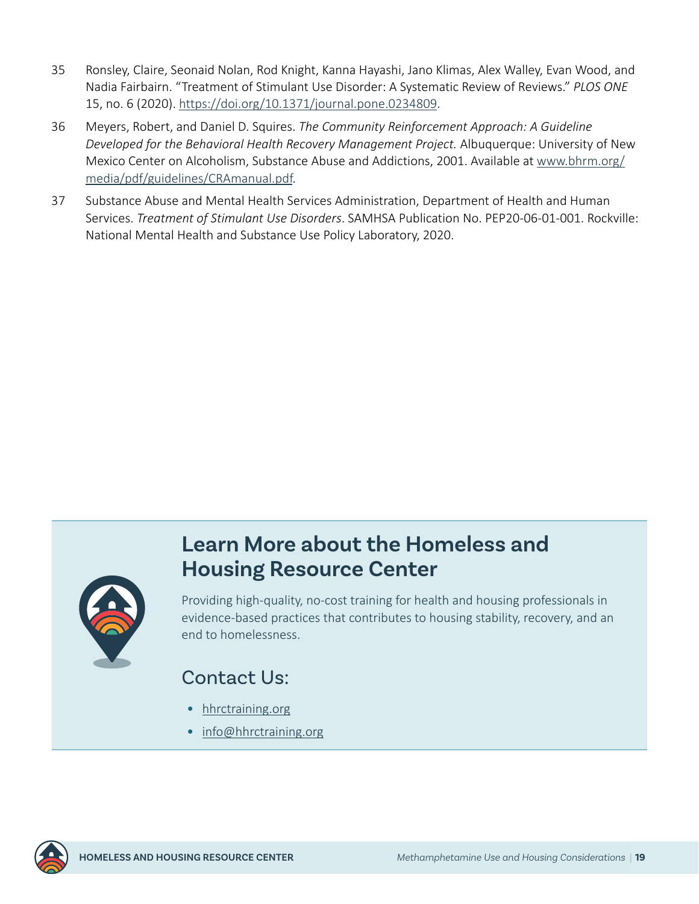35 Ronsley, Claire, Seonaid Nolan, Rod Knight, Kanna Hayashi, Jano Klimas, Alex Walley, Evan Wood, and Nadia Fairbairn. "Treatment of Stimulant Use Disorder: A Systematic Review of Reviews." *PLOS ONE* 15, no. 6 (2020). https://doi.org/10.1371/journal.pone.0234809.

36 Meyers, Robert, and Daniel D. Squires. *The Community Reinforcement Approach: A Guideline Developed for the Behavioral Health Recovery Management Project.* Albuquerque: University of New Mexico Center on Alcoholism, Substance Abuse and Addictions, 2001. Available at www.bhrm.org/media/pdf/guidelines/CRAmanual.pdf.

37 Substance Abuse and Mental Health Services Administration, Department of Health and Human Services. *Treatment of Stimulant Use Disorders*. SAMHSA Publication No. PEP20-06-01-001. Rockville: National Mental Health and Substance Use Policy Laboratory, 2020.

## Learn More about the Homeless and Housing Resource Center

Providing high-quality, no-cost training for health and housing professionals in evidence-based practices that contributes to housing stability, recovery, and an end to homelessness.

### Contact Us:

- hhrctraining.org
- info@hhrctraining.org